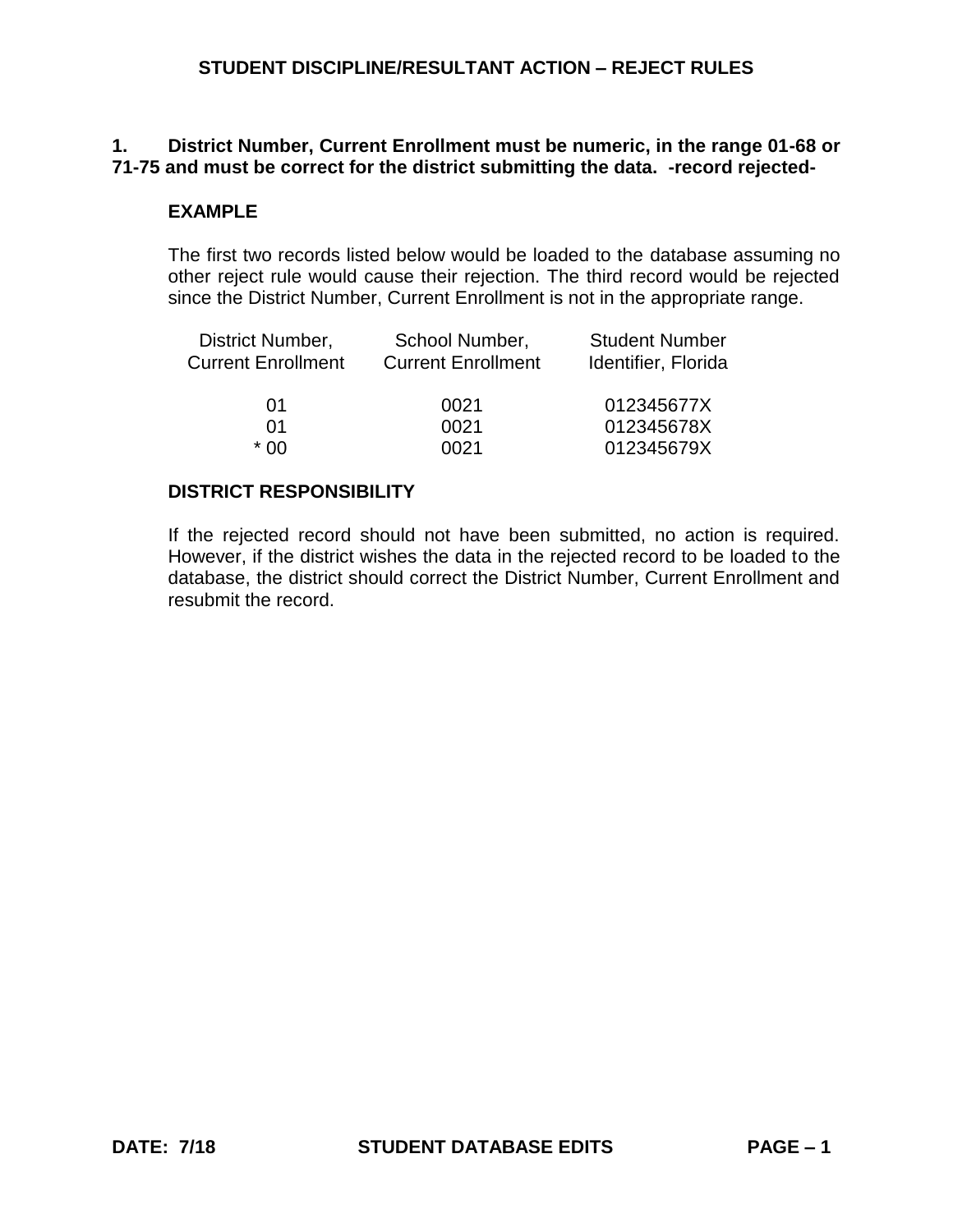# STUDENT DISCIPLINE/RESULTANT ACTION – REJECT RULES

**1. District Number, Current Enrollment must be numeric, in the range 01-68 or 71-75 and must be correct for the district submitting the data. -record rejected-**

**EXAMPLE**

The first two records listed below would be loaded to the database assuming no other reject rule would cause their rejection. The third record would be rejected since the District Number, Current Enrollment is not in the appropriate range.

| District Number, Current Enrollment | School Number, Current Enrollment | Student Number Identifier, Florida |
|---|---|---|
| 01 | 0021 | 012345677X |
| 01 | 0021 | 012345678X |
| * 00 | 0021 | 012345679X |

**DISTRICT RESPONSIBILITY**

If the rejected record should not have been submitted, no action is required. However, if the district wishes the data in the rejected record to be loaded to the database, the district should correct the District Number, Current Enrollment and resubmit the record.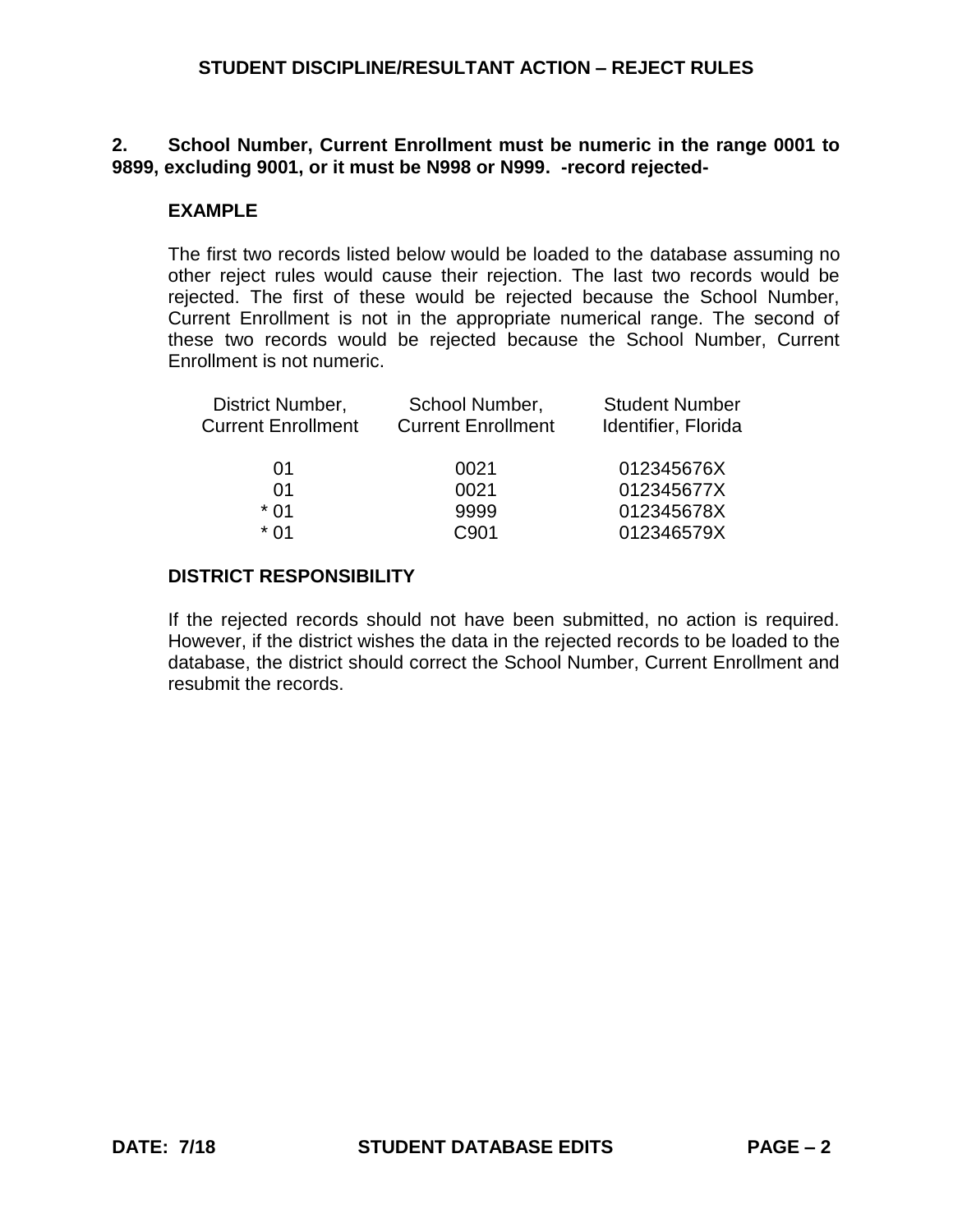**2. School Number, Current Enrollment must be numeric in the range 0001 to 9899, excluding 9001, or it must be N998 or N999. -record rejected-**

**EXAMPLE**

The first two records listed below would be loaded to the database assuming no other reject rules would cause their rejection. The last two records would be rejected. The first of these would be rejected because the School Number, Current Enrollment is not in the appropriate numerical range. The second of these two records would be rejected because the School Number, Current Enrollment is not numeric.

| District Number, Current Enrollment | School Number, Current Enrollment | Student Number Identifier, Florida |
|---|---|---|
| 01 | 0021 | 012345676X |
| 01 | 0021 | 012345677X |
| * 01 | 9999 | 012345678X |
| * 01 | C901 | 012346579X |

**DISTRICT RESPONSIBILITY**

If the rejected records should not have been submitted, no action is required. However, if the district wishes the data in the rejected records to be loaded to the database, the district should correct the School Number, Current Enrollment and resubmit the records.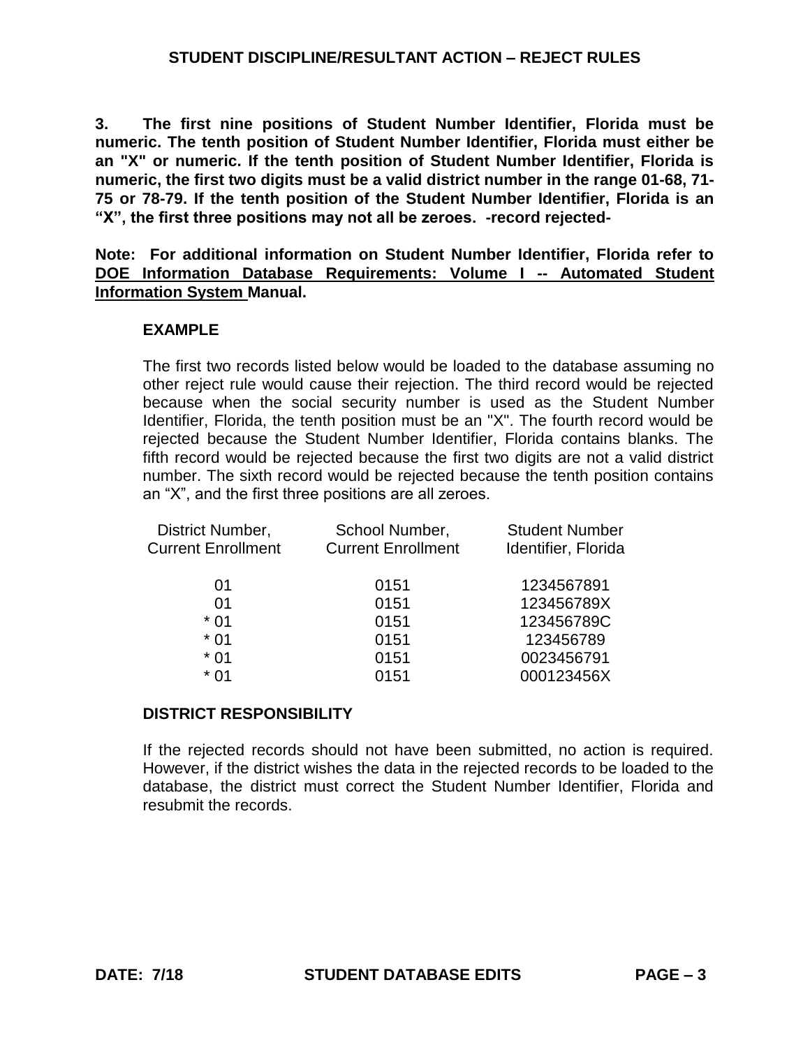**STUDENT DISCIPLINE/RESULTANT ACTION – REJECT RULES**

**3. The first nine positions of Student Number Identifier, Florida must be numeric. The tenth position of Student Number Identifier, Florida must either be an "X" or numeric. If the tenth position of Student Number Identifier, Florida is numeric, the first two digits must be a valid district number in the range 01-68, 71-75 or 78-79. If the tenth position of the Student Number Identifier, Florida is an "X", the first three positions may not all be zeroes. -record rejected-**

**Note: For additional information on Student Number Identifier, Florida refer to <u>DOE Information Database Requirements: Volume I -- Automated Student Information System</u> Manual.**

**EXAMPLE**

The first two records listed below would be loaded to the database assuming no other reject rule would cause their rejection. The third record would be rejected because when the social security number is used as the Student Number Identifier, Florida, the tenth position must be an "X". The fourth record would be rejected because the Student Number Identifier, Florida contains blanks. The fifth record would be rejected because the first two digits are not a valid district number. The sixth record would be rejected because the tenth position contains an "X", and the first three positions are all zeroes.

| District Number, Current Enrollment | School Number, Current Enrollment | Student Number Identifier, Florida |
|---|---|---|
| 01 | 0151 | 1234567891 |
| 01 | 0151 | 123456789X |
| * 01 | 0151 | 123456789C |
| * 01 | 0151 | 123456789 |
| * 01 | 0151 | 0023456791 |
| * 01 | 0151 | 000123456X |

**DISTRICT RESPONSIBILITY**

If the rejected records should not have been submitted, no action is required. However, if the district wishes the data in the rejected records to be loaded to the database, the district must correct the Student Number Identifier, Florida and resubmit the records.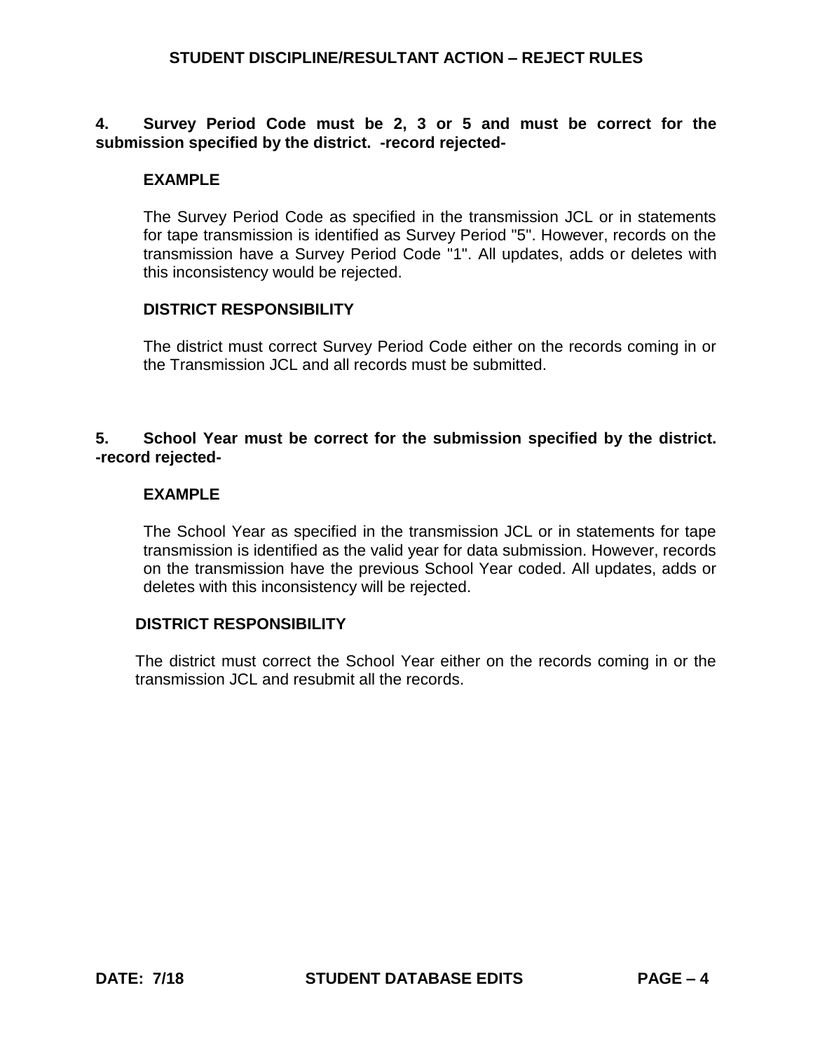**4. Survey Period Code must be 2, 3 or 5 and must be correct for the submission specified by the district. -record rejected-**

**EXAMPLE**

The Survey Period Code as specified in the transmission JCL or in statements for tape transmission is identified as Survey Period "5". However, records on the transmission have a Survey Period Code "1". All updates, adds or deletes with this inconsistency would be rejected.

**DISTRICT RESPONSIBILITY**

The district must correct Survey Period Code either on the records coming in or the Transmission JCL and all records must be submitted.

**5. School Year must be correct for the submission specified by the district. -record rejected-**

**EXAMPLE**

The School Year as specified in the transmission JCL or in statements for tape transmission is identified as the valid year for data submission. However, records on the transmission have the previous School Year coded. All updates, adds or deletes with this inconsistency will be rejected.

**DISTRICT RESPONSIBILITY**

The district must correct the School Year either on the records coming in or the transmission JCL and resubmit all the records.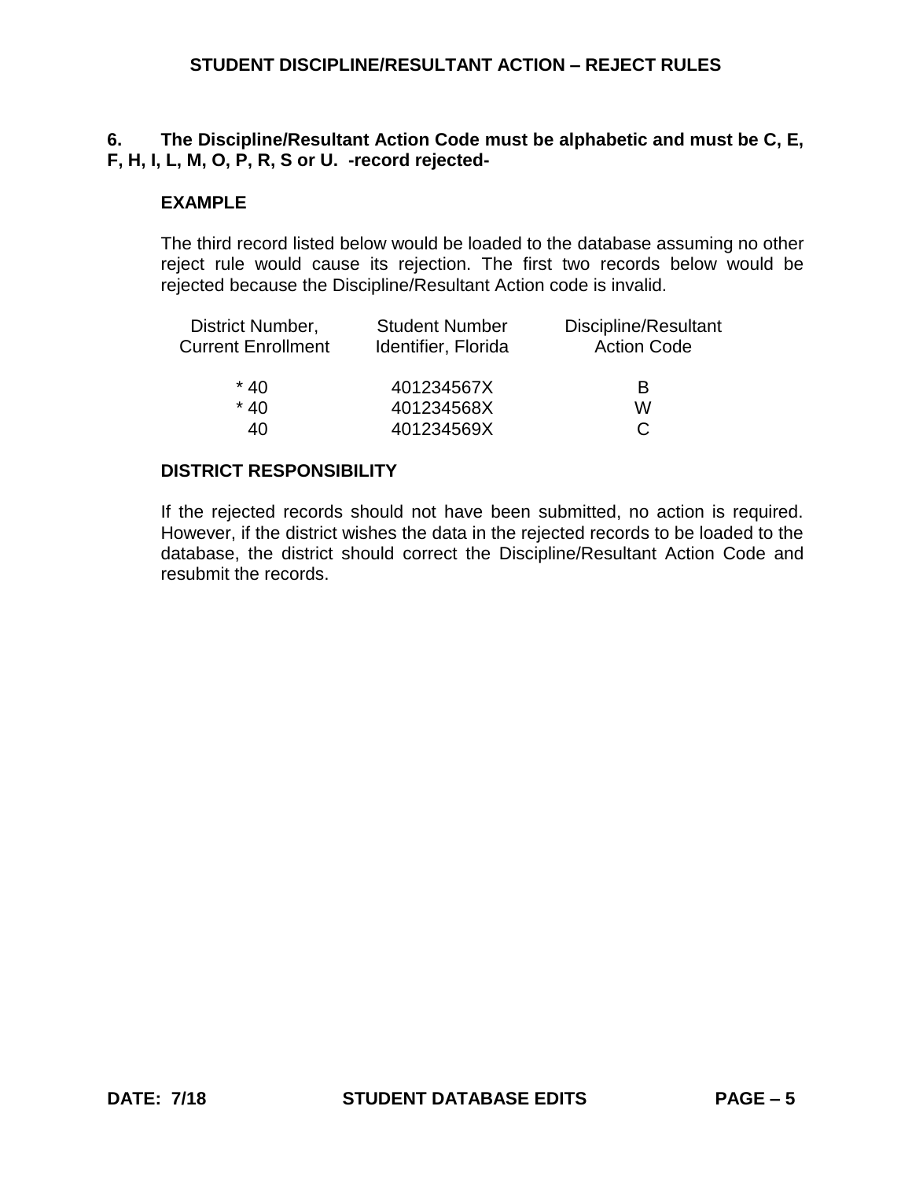**6. The Discipline/Resultant Action Code must be alphabetic and must be C, E, F, H, I, L, M, O, P, R, S or U. -record rejected-**

**EXAMPLE**

The third record listed below would be loaded to the database assuming no other reject rule would cause its rejection. The first two records below would be rejected because the Discipline/Resultant Action code is invalid.

| District Number, Current Enrollment | Student Number Identifier, Florida | Discipline/Resultant Action Code |
|---|---|---|
| * 40 | 401234567X | B |
| * 40 | 401234568X | W |
| 40 | 401234569X | C |

**DISTRICT RESPONSIBILITY**

If the rejected records should not have been submitted, no action is required. However, if the district wishes the data in the rejected records to be loaded to the database, the district should correct the Discipline/Resultant Action Code and resubmit the records.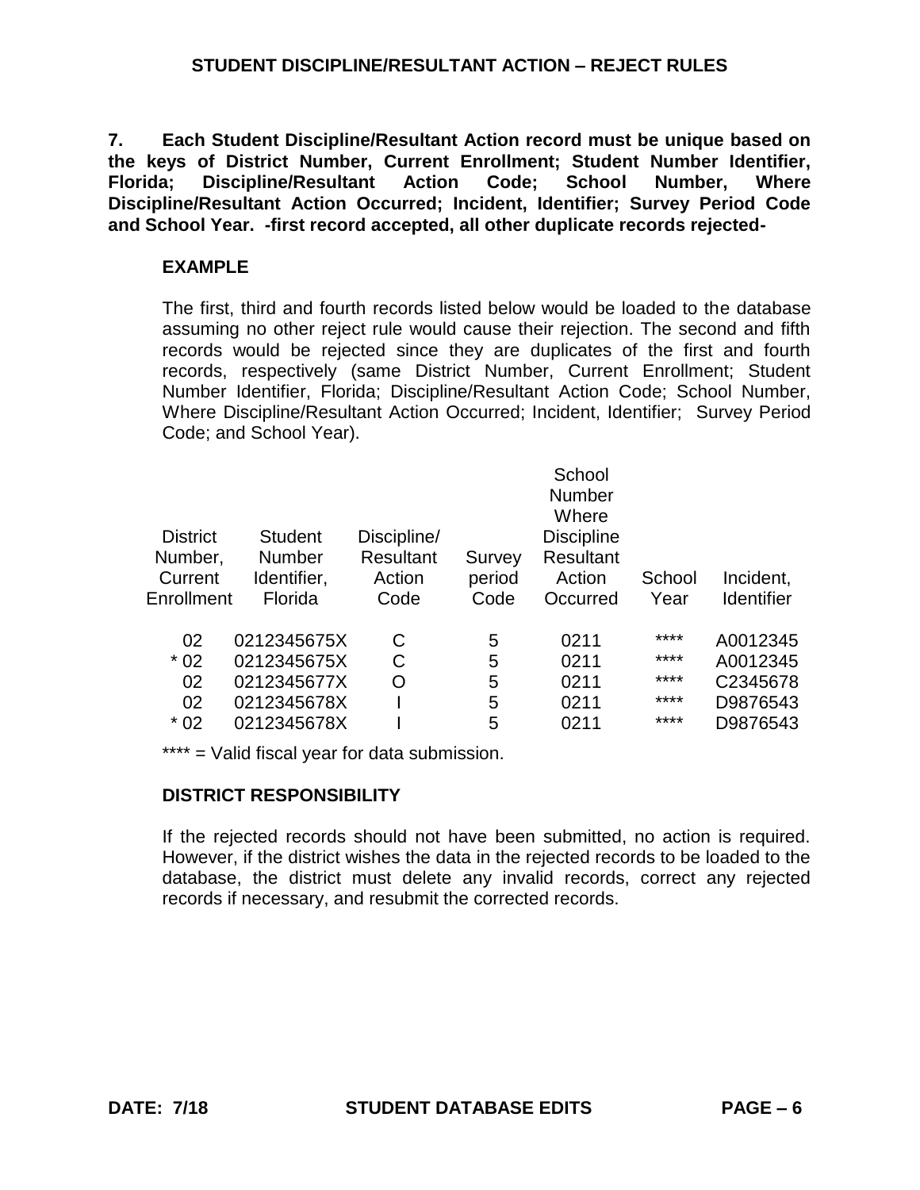## STUDENT DISCIPLINE/RESULTANT ACTION – REJECT RULES

**7. Each Student Discipline/Resultant Action record must be unique based on the keys of District Number, Current Enrollment; Student Number Identifier, Florida; Discipline/Resultant Action Code; School Number, Where Discipline/Resultant Action Occurred; Incident, Identifier; Survey Period Code and School Year. -first record accepted, all other duplicate records rejected-**

### EXAMPLE

The first, third and fourth records listed below would be loaded to the database assuming no other reject rule would cause their rejection. The second and fifth records would be rejected since they are duplicates of the first and fourth records, respectively (same District Number, Current Enrollment; Student Number Identifier, Florida; Discipline/Resultant Action Code; School Number, Where Discipline/Resultant Action Occurred; Incident, Identifier; Survey Period Code; and School Year).

| District Number, Current Enrollment | Student Number Identifier, Florida | Discipline/ Resultant Action Code | Survey period Code | School Number Where Discipline Resultant Action Occurred | School Year | Incident, Identifier |
|---|---|---|---|---|---|---|
| 02 | 0212345675X | C | 5 | 0211 | **** | A0012345 |
| * 02 | 0212345675X | C | 5 | 0211 | **** | A0012345 |
| 02 | 0212345677X | O | 5 | 0211 | **** | C2345678 |
| 02 | 0212345678X | I | 5 | 0211 | **** | D9876543 |
| * 02 | 0212345678X | I | 5 | 0211 | **** | D9876543 |

**** = Valid fiscal year for data submission.

### DISTRICT RESPONSIBILITY

If the rejected records should not have been submitted, no action is required. However, if the district wishes the data in the rejected records to be loaded to the database, the district must delete any invalid records, correct any rejected records if necessary, and resubmit the corrected records.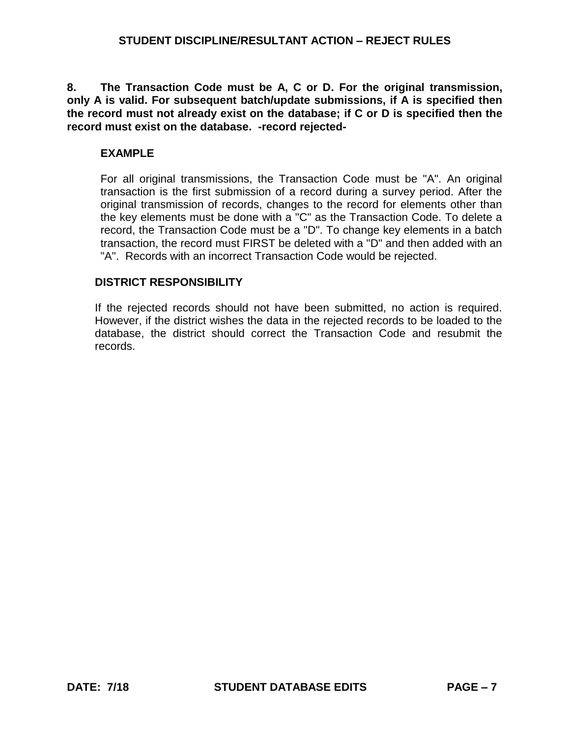**8. The Transaction Code must be A, C or D. For the original transmission, only A is valid. For subsequent batch/update submissions, if A is specified then the record must not already exist on the database; if C or D is specified then the record must exist on the database. -record rejected-**

**EXAMPLE**

For all original transmissions, the Transaction Code must be "A". An original transaction is the first submission of a record during a survey period. After the original transmission of records, changes to the record for elements other than the key elements must be done with a "C" as the Transaction Code. To delete a record, the Transaction Code must be a "D". To change key elements in a batch transaction, the record must FIRST be deleted with a "D" and then added with an "A". Records with an incorrect Transaction Code would be rejected.

**DISTRICT RESPONSIBILITY**

If the rejected records should not have been submitted, no action is required. However, if the district wishes the data in the rejected records to be loaded to the database, the district should correct the Transaction Code and resubmit the records.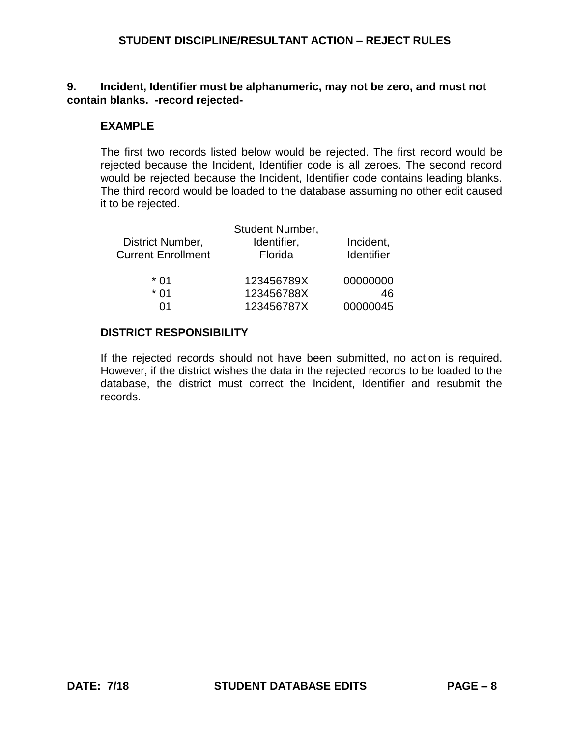**9. Incident, Identifier must be alphanumeric, may not be zero, and must not contain blanks. -record rejected-**

**EXAMPLE**

The first two records listed below would be rejected. The first record would be rejected because the Incident, Identifier code is all zeroes. The second record would be rejected because the Incident, Identifier code contains leading blanks. The third record would be loaded to the database assuming no other edit caused it to be rejected.

| District Number, Current Enrollment | Student Number, Identifier, Florida | Incident, Identifier |
|---|---|---|
| * 01 | 123456789X | 00000000 |
| * 01 | 123456788X | 46 |
| 01 | 123456787X | 00000045 |

**DISTRICT RESPONSIBILITY**

If the rejected records should not have been submitted, no action is required. However, if the district wishes the data in the rejected records to be loaded to the database, the district must correct the Incident, Identifier and resubmit the records.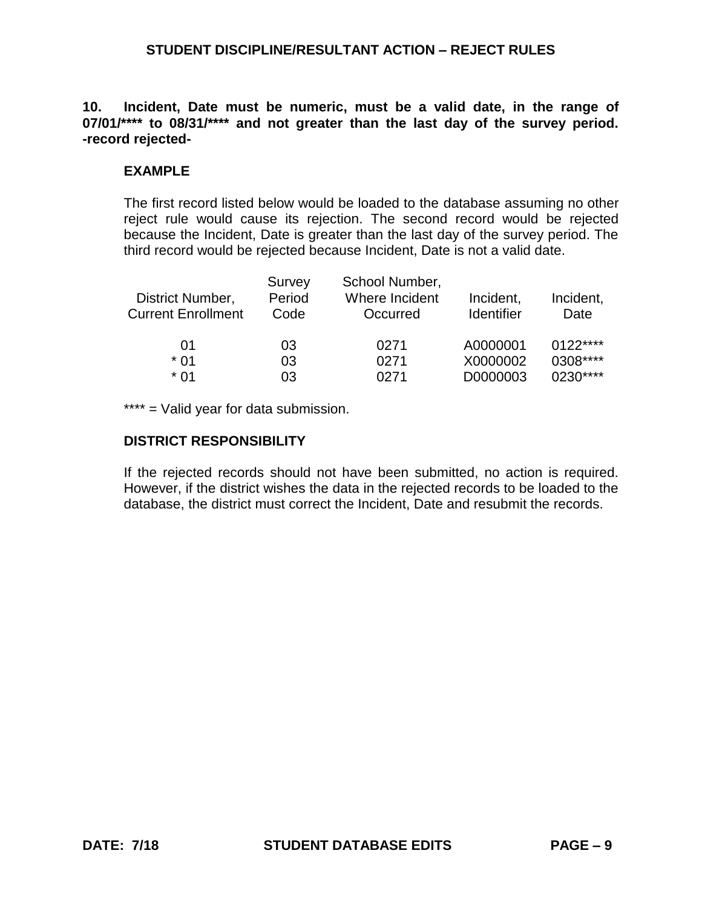**STUDENT DISCIPLINE/RESULTANT ACTION – REJECT RULES**

**10. Incident, Date must be numeric, must be a valid date, in the range of 07/01/**** to 08/31/**** and not greater than the last day of the survey period. -record rejected-**

**EXAMPLE**

The first record listed below would be loaded to the database assuming no other reject rule would cause its rejection. The second record would be rejected because the Incident, Date is greater than the last day of the survey period. The third record would be rejected because Incident, Date is not a valid date.

| District Number, Current Enrollment | Survey Period Code | School Number, Where Incident Occurred | Incident, Identifier | Incident, Date |
|---|---|---|---|---|
| 01 | 03 | 0271 | A0000001 | 0122**** |
| * 01 | 03 | 0271 | X0000002 | 0308**** |
| * 01 | 03 | 0271 | D0000003 | 0230**** |

**** = Valid year for data submission.

**DISTRICT RESPONSIBILITY**

If the rejected records should not have been submitted, no action is required. However, if the district wishes the data in the rejected records to be loaded to the database, the district must correct the Incident, Date and resubmit the records.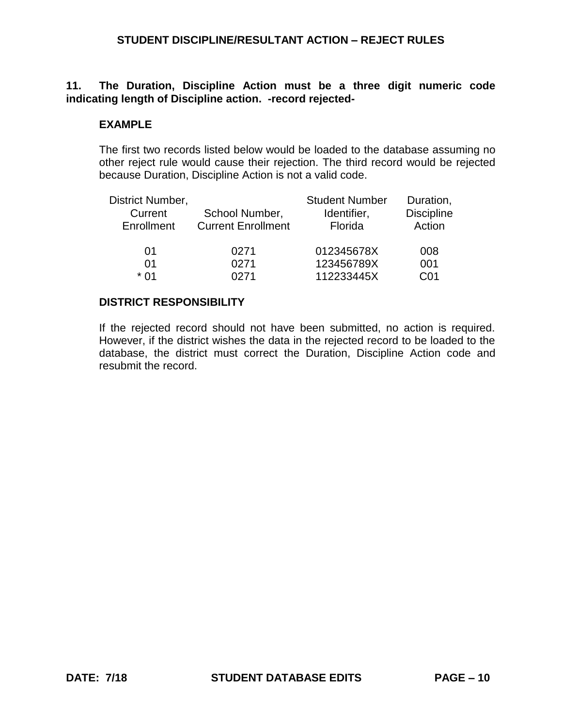**11. The Duration, Discipline Action must be a three digit numeric code indicating length of Discipline action. -record rejected-**

**EXAMPLE**

The first two records listed below would be loaded to the database assuming no other reject rule would cause their rejection. The third record would be rejected because Duration, Discipline Action is not a valid code.

| District Number, Current Enrollment | School Number, Current Enrollment | Student Number Identifier, Florida | Duration, Discipline Action |
|---|---|---|---|
| 01 | 0271 | 012345678X | 008 |
| 01 | 0271 | 123456789X | 001 |
| * 01 | 0271 | 112233445X | C01 |

**DISTRICT RESPONSIBILITY**

If the rejected record should not have been submitted, no action is required. However, if the district wishes the data in the rejected record to be loaded to the database, the district must correct the Duration, Discipline Action code and resubmit the record.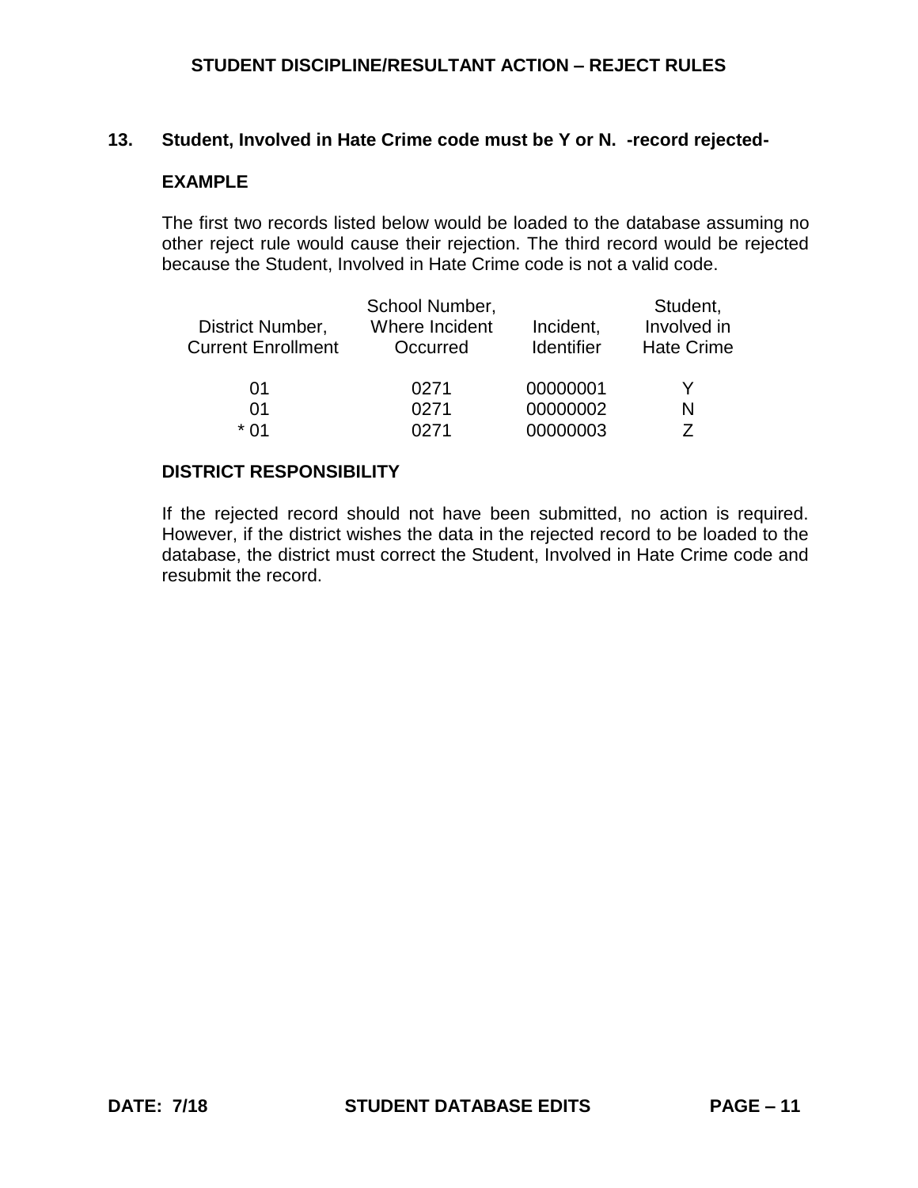## 13. Student, Involved in Hate Crime code must be Y or N. -record rejected-

**EXAMPLE**

The first two records listed below would be loaded to the database assuming no other reject rule would cause their rejection. The third record would be rejected because the Student, Involved in Hate Crime code is not a valid code.

| District Number, Current Enrollment | School Number, Where Incident Occurred | Incident, Identifier | Student, Involved in Hate Crime |
|---|---|---|---|
| 01 | 0271 | 00000001 | Y |
| 01 | 0271 | 00000002 | N |
| * 01 | 0271 | 00000003 | Z |

**DISTRICT RESPONSIBILITY**

If the rejected record should not have been submitted, no action is required. However, if the district wishes the data in the rejected record to be loaded to the database, the district must correct the Student, Involved in Hate Crime code and resubmit the record.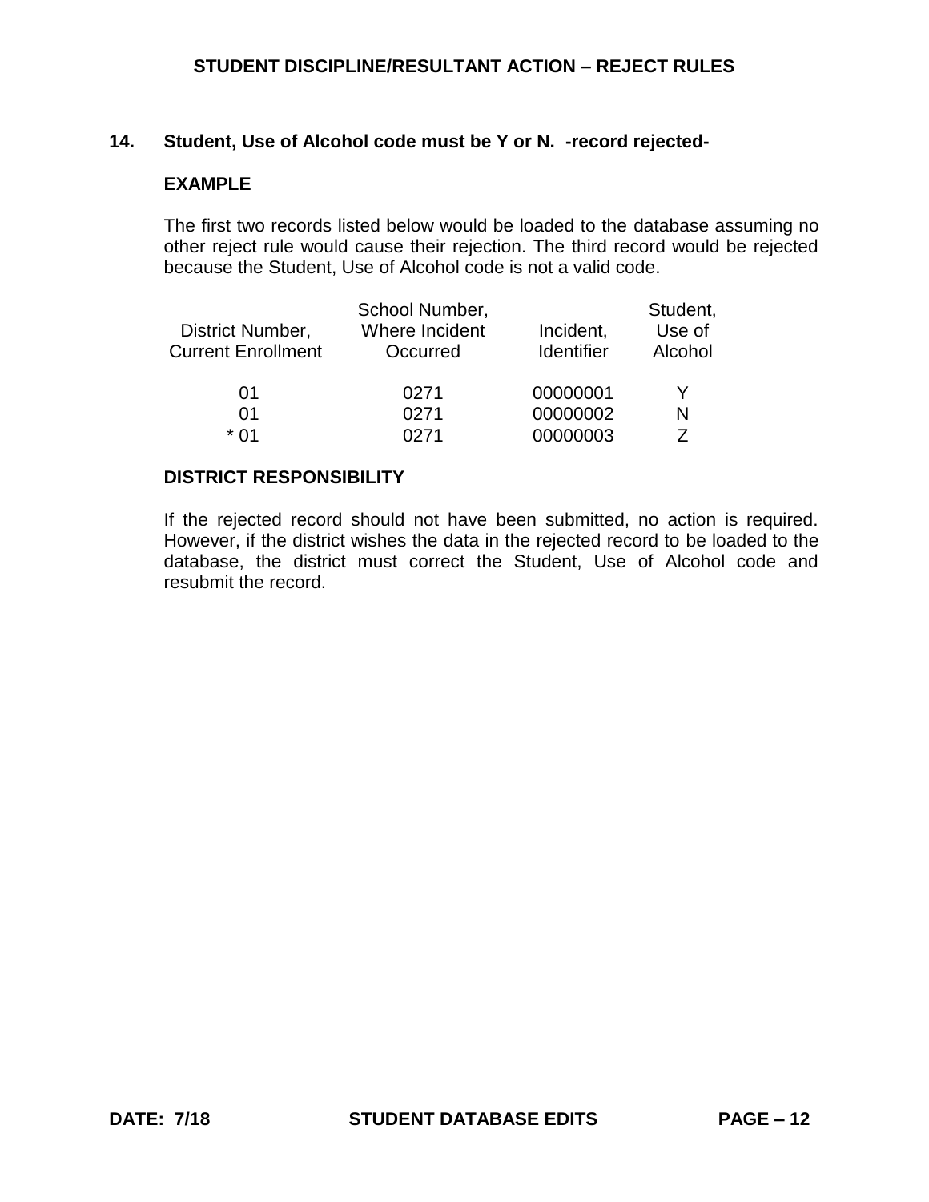## 14. Student, Use of Alcohol code must be Y or N. -record rejected-

**EXAMPLE**

The first two records listed below would be loaded to the database assuming no other reject rule would cause their rejection. The third record would be rejected because the Student, Use of Alcohol code is not a valid code.

| District Number, Current Enrollment | School Number, Where Incident Occurred | Incident, Identifier | Student, Use of Alcohol |
|---|---|---|---|
| 01 | 0271 | 00000001 | Y |
| 01 | 0271 | 00000002 | N |
| * 01 | 0271 | 00000003 | Z |

**DISTRICT RESPONSIBILITY**

If the rejected record should not have been submitted, no action is required. However, if the district wishes the data in the rejected record to be loaded to the database, the district must correct the Student, Use of Alcohol code and resubmit the record.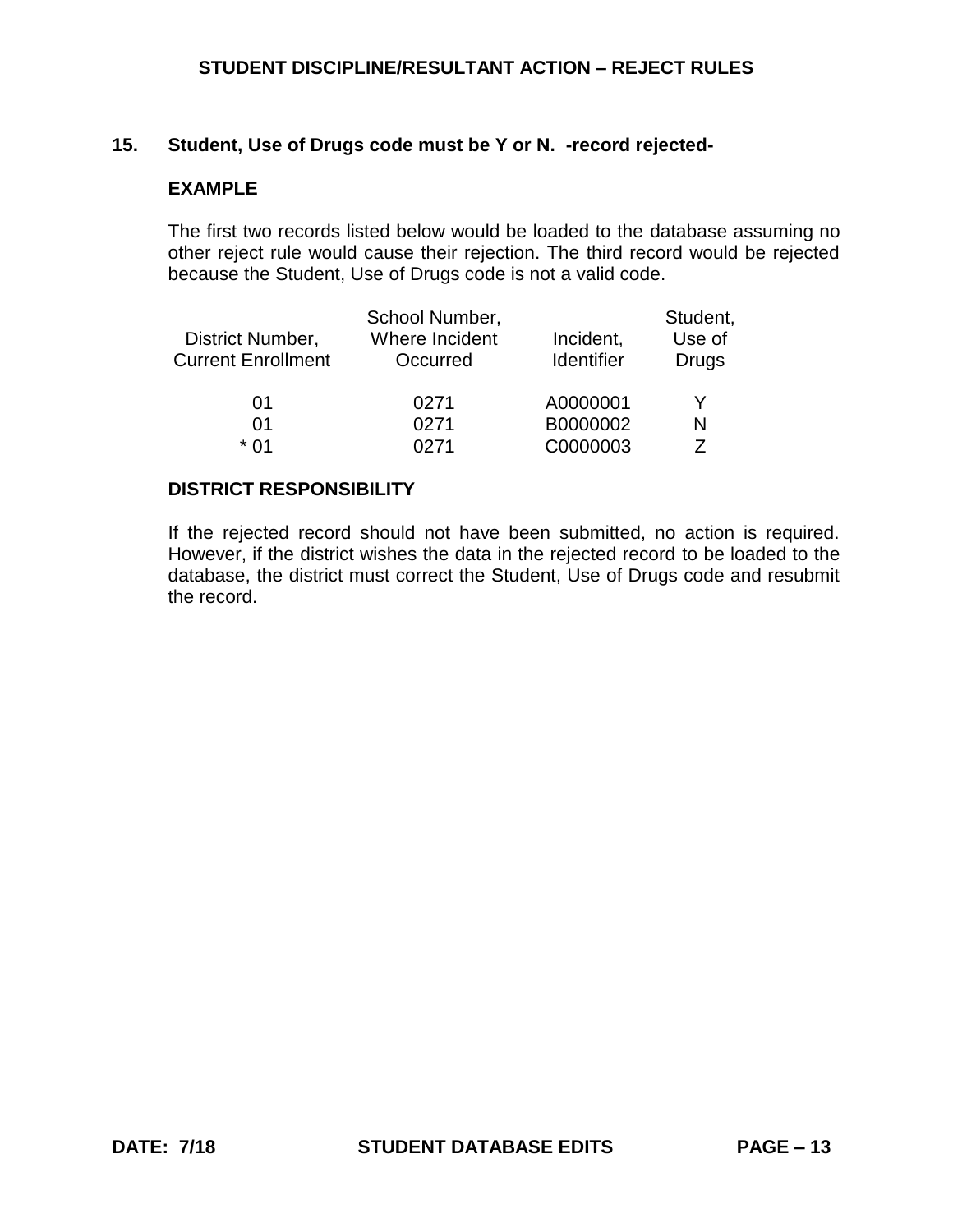## STUDENT DISCIPLINE/RESULTANT ACTION – REJECT RULES

**15. Student, Use of Drugs code must be Y or N. -record rejected-**

**EXAMPLE**

The first two records listed below would be loaded to the database assuming no other reject rule would cause their rejection. The third record would be rejected because the Student, Use of Drugs code is not a valid code.

| District Number, Current Enrollment | School Number, Where Incident Occurred | Incident, Identifier | Student, Use of Drugs |
|---|---|---|---|
| 01 | 0271 | A0000001 | Y |
| 01 | 0271 | B0000002 | N |
| * 01 | 0271 | C0000003 | Z |

**DISTRICT RESPONSIBILITY**

If the rejected record should not have been submitted, no action is required. However, if the district wishes the data in the rejected record to be loaded to the database, the district must correct the Student, Use of Drugs code and resubmit the record.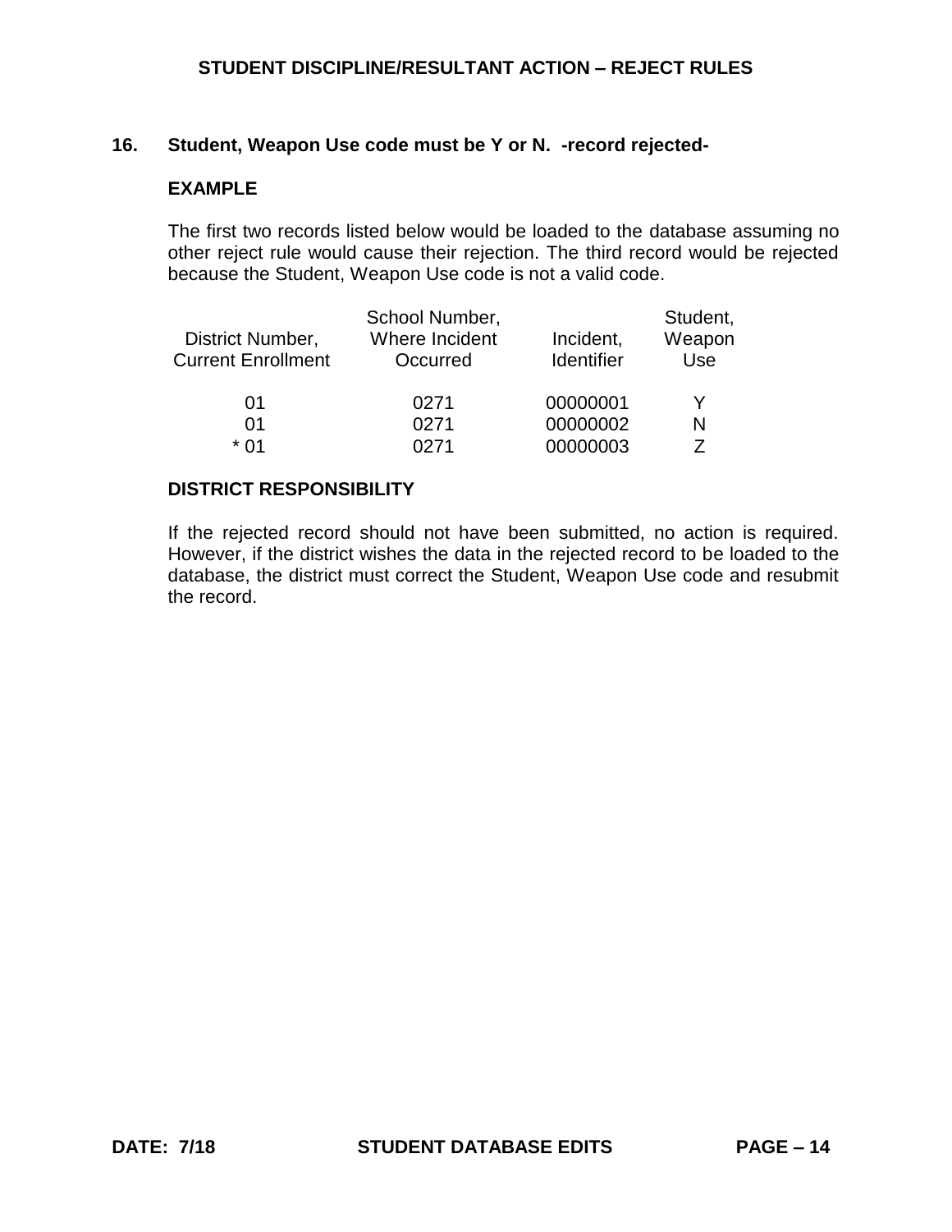## 16. Student, Weapon Use code must be Y or N. -record rejected-

### EXAMPLE

The first two records listed below would be loaded to the database assuming no other reject rule would cause their rejection. The third record would be rejected because the Student, Weapon Use code is not a valid code.

| District Number, Current Enrollment | School Number, Where Incident Occurred | Incident, Identifier | Student, Weapon Use |
|---|---|---|---|
| 01 | 0271 | 00000001 | Y |
| 01 | 0271 | 00000002 | N |
| * 01 | 0271 | 00000003 | Z |

### DISTRICT RESPONSIBILITY

If the rejected record should not have been submitted, no action is required. However, if the district wishes the data in the rejected record to be loaded to the database, the district must correct the Student, Weapon Use code and resubmit the record.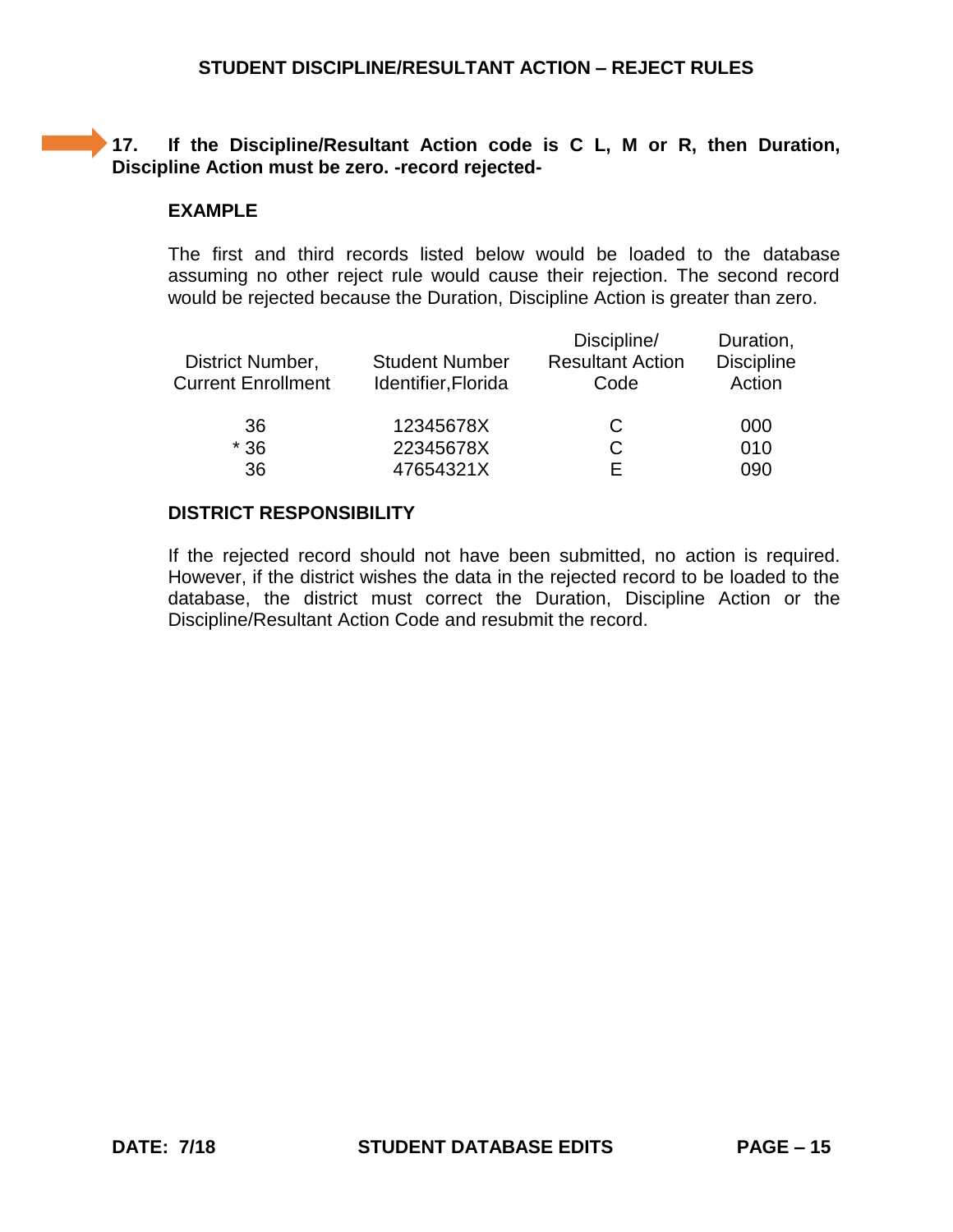## STUDENT DISCIPLINE/RESULTANT ACTION – REJECT RULES

**17. If the Discipline/Resultant Action code is C L, M or R, then Duration, Discipline Action must be zero. -record rejected-**

**EXAMPLE**

The first and third records listed below would be loaded to the database assuming no other reject rule would cause their rejection. The second record would be rejected because the Duration, Discipline Action is greater than zero.

| District Number, Current Enrollment | Student Number Identifier,Florida | Discipline/ Resultant Action Code | Duration, Discipline Action |
|---|---|---|---|
| 36 | 12345678X | C | 000 |
| * 36 | 22345678X | C | 010 |
| 36 | 47654321X | E | 090 |

**DISTRICT RESPONSIBILITY**

If the rejected record should not have been submitted, no action is required. However, if the district wishes the data in the rejected record to be loaded to the database, the district must correct the Duration, Discipline Action or the Discipline/Resultant Action Code and resubmit the record.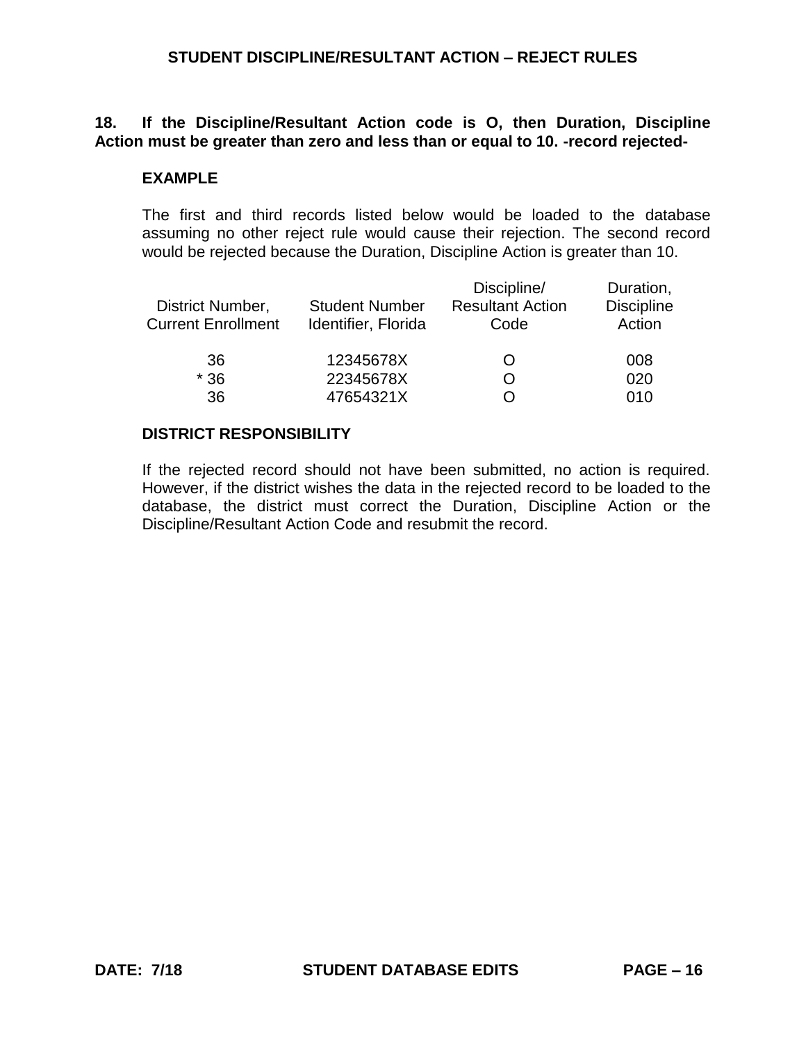**18. If the Discipline/Resultant Action code is O, then Duration, Discipline Action must be greater than zero and less than or equal to 10. -record rejected-**

**EXAMPLE**

The first and third records listed below would be loaded to the database assuming no other reject rule would cause their rejection. The second record would be rejected because the Duration, Discipline Action is greater than 10.

| District Number, Current Enrollment | Student Number Identifier, Florida | Discipline/ Resultant Action Code | Duration, Discipline Action |
|---|---|---|---|
| 36 | 12345678X | O | 008 |
| * 36 | 22345678X | O | 020 |
| 36 | 47654321X | O | 010 |

**DISTRICT RESPONSIBILITY**

If the rejected record should not have been submitted, no action is required. However, if the district wishes the data in the rejected record to be loaded to the database, the district must correct the Duration, Discipline Action or the Discipline/Resultant Action Code and resubmit the record.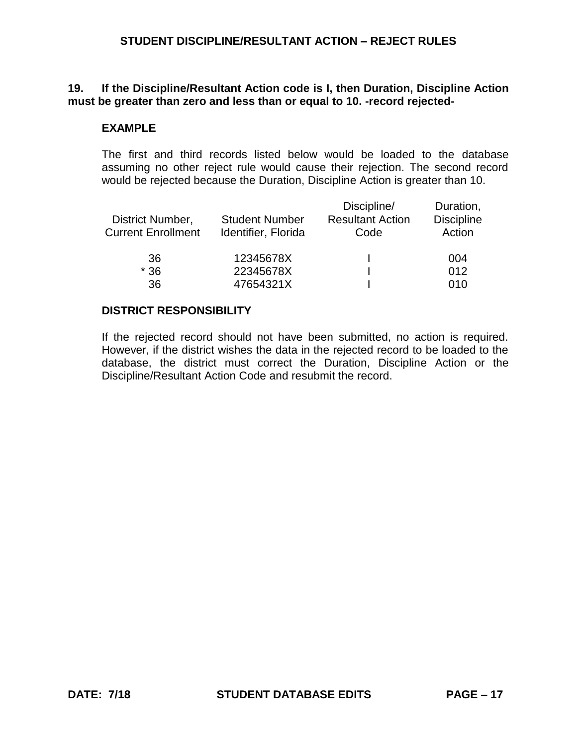## STUDENT DISCIPLINE/RESULTANT ACTION – REJECT RULES

**19. If the Discipline/Resultant Action code is I, then Duration, Discipline Action must be greater than zero and less than or equal to 10. -record rejected-**

**EXAMPLE**

The first and third records listed below would be loaded to the database assuming no other reject rule would cause their rejection. The second record would be rejected because the Duration, Discipline Action is greater than 10.

| District Number, Current Enrollment | Student Number Identifier, Florida | Discipline/ Resultant Action Code | Duration, Discipline Action |
|---|---|---|---|
| 36 | 12345678X | I | 004 |
| * 36 | 22345678X | I | 012 |
| 36 | 47654321X | I | 010 |

**DISTRICT RESPONSIBILITY**

If the rejected record should not have been submitted, no action is required. However, if the district wishes the data in the rejected record to be loaded to the database, the district must correct the Duration, Discipline Action or the Discipline/Resultant Action Code and resubmit the record.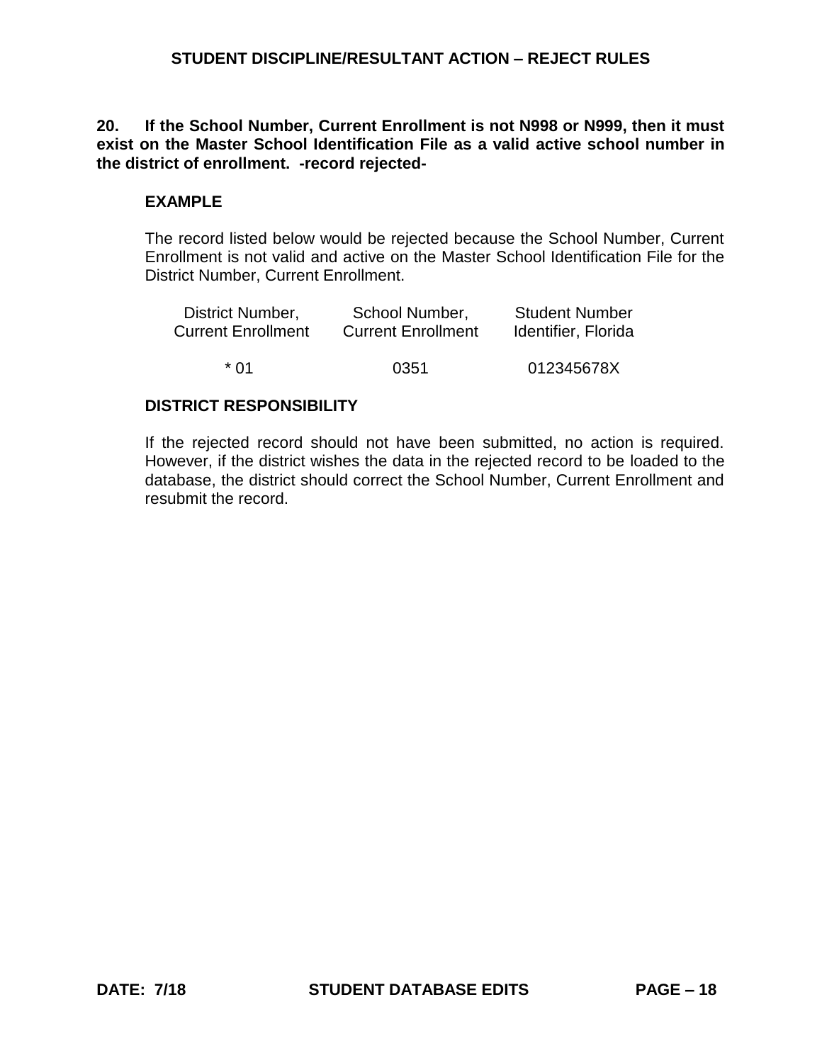**20. If the School Number, Current Enrollment is not N998 or N999, then it must exist on the Master School Identification File as a valid active school number in the district of enrollment. -record rejected-**

**EXAMPLE**

The record listed below would be rejected because the School Number, Current Enrollment is not valid and active on the Master School Identification File for the District Number, Current Enrollment.

| District Number, Current Enrollment | School Number, Current Enrollment | Student Number Identifier, Florida |
|---|---|---|
| * 01 | 0351 | 012345678X |

**DISTRICT RESPONSIBILITY**

If the rejected record should not have been submitted, no action is required. However, if the district wishes the data in the rejected record to be loaded to the database, the district should correct the School Number, Current Enrollment and resubmit the record.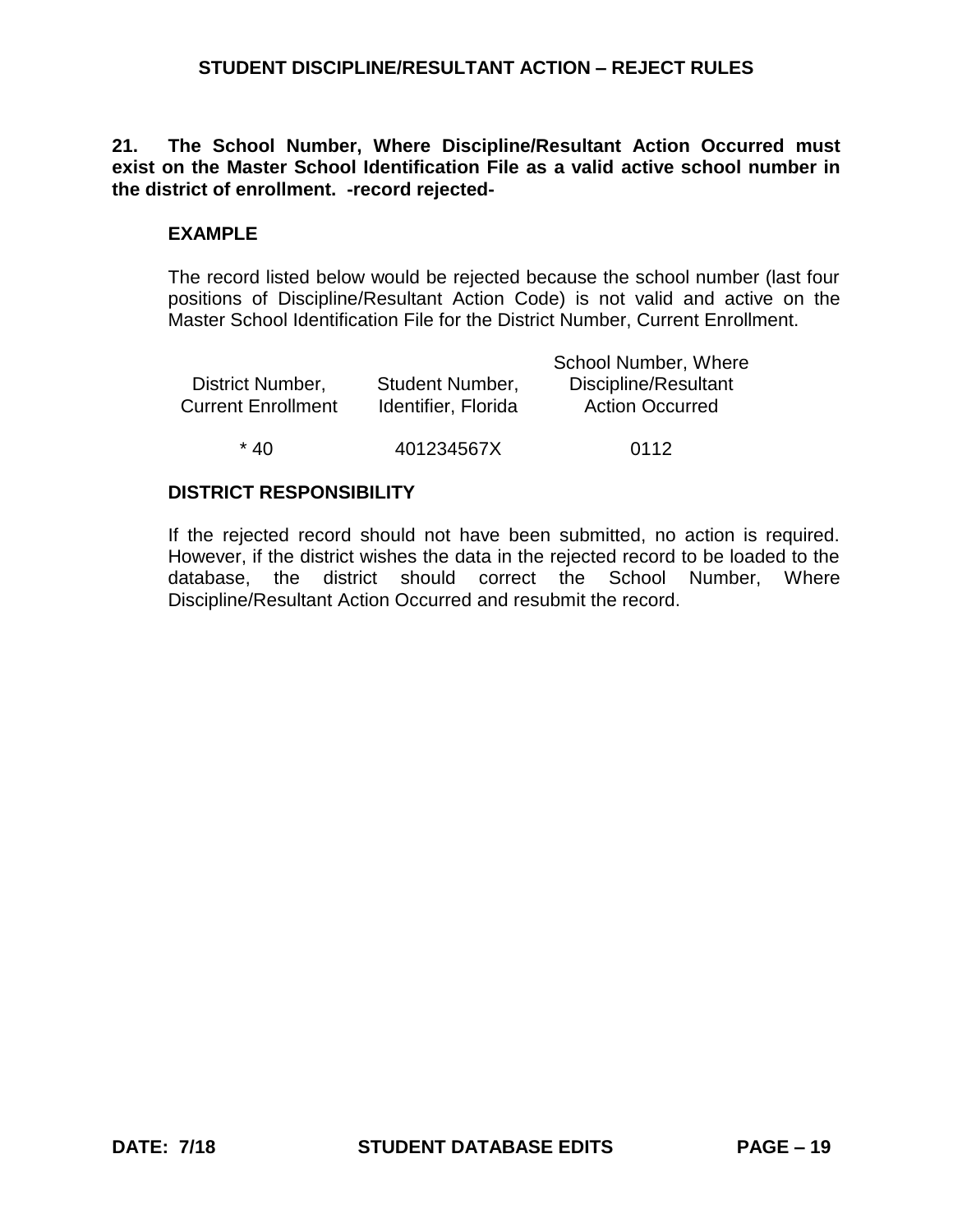**21. The School Number, Where Discipline/Resultant Action Occurred must exist on the Master School Identification File as a valid active school number in the district of enrollment. -record rejected-**

**EXAMPLE**

The record listed below would be rejected because the school number (last four positions of Discipline/Resultant Action Code) is not valid and active on the Master School Identification File for the District Number, Current Enrollment.

| District Number, Current Enrollment | Student Number, Identifier, Florida | School Number, Where Discipline/Resultant Action Occurred |
|---|---|---|
| * 40 | 401234567X | 0112 |

**DISTRICT RESPONSIBILITY**

If the rejected record should not have been submitted, no action is required. However, if the district wishes the data in the rejected record to be loaded to the database, the district should correct the School Number, Where Discipline/Resultant Action Occurred and resubmit the record.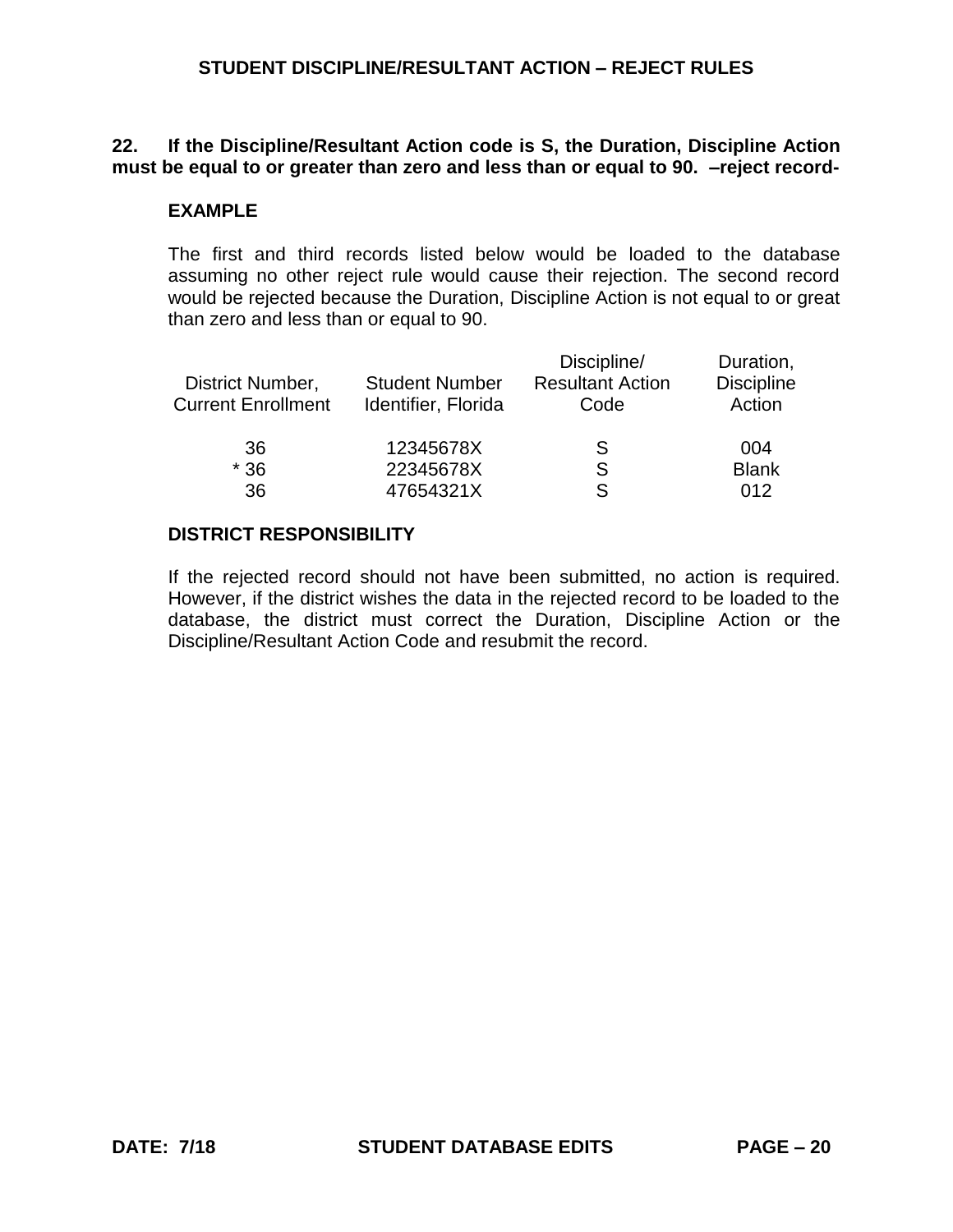**22. If the Discipline/Resultant Action code is S, the Duration, Discipline Action must be equal to or greater than zero and less than or equal to 90. –reject record-**

**EXAMPLE**

The first and third records listed below would be loaded to the database assuming no other reject rule would cause their rejection. The second record would be rejected because the Duration, Discipline Action is not equal to or great than zero and less than or equal to 90.

| District Number, Current Enrollment | Student Number Identifier, Florida | Discipline/ Resultant Action Code | Duration, Discipline Action |
|---|---|---|---|
| 36 | 12345678X | S | 004 |
| * 36 | 22345678X | S | **Blank** |
| 36 | 47654321X | S | 012 |

**DISTRICT RESPONSIBILITY**

If the rejected record should not have been submitted, no action is required. However, if the district wishes the data in the rejected record to be loaded to the database, the district must correct the Duration, Discipline Action or the Discipline/Resultant Action Code and resubmit the record.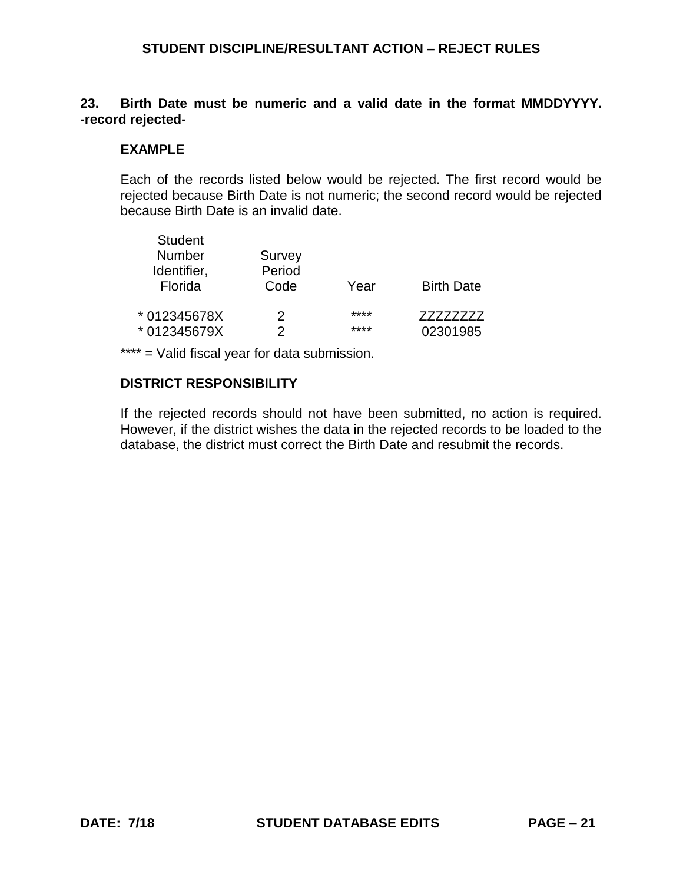## 23. Birth Date must be numeric and a valid date in the format MMDDYYYY. -record rejected-

### EXAMPLE

Each of the records listed below would be rejected. The first record would be rejected because Birth Date is not numeric; the second record would be rejected because Birth Date is an invalid date.

| Student Number Identifier, Florida | Survey Period Code | Year | Birth Date |
|---|---|---|---|
| * 012345678X | 2 | **** | ZZZZZZZZ |
| * 012345679X | 2 | **** | 02301985 |

**** = Valid fiscal year for data submission.

### DISTRICT RESPONSIBILITY

If the rejected records should not have been submitted, no action is required. However, if the district wishes the data in the rejected records to be loaded to the database, the district must correct the Birth Date and resubmit the records.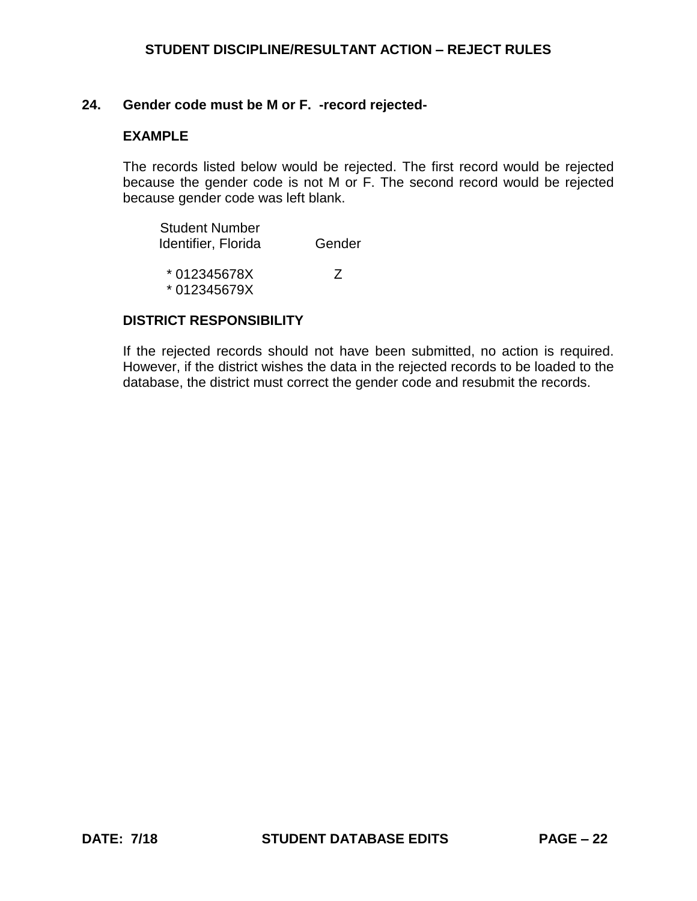## 24. Gender code must be M or F. -record rejected-

**EXAMPLE**

The records listed below would be rejected. The first record would be rejected because the gender code is not M or F. The second record would be rejected because gender code was left blank.

| Student Number Identifier, Florida | Gender |
|---|---|
| * 012345678X | Z |
| * 012345679X | |

**DISTRICT RESPONSIBILITY**

If the rejected records should not have been submitted, no action is required. However, if the district wishes the data in the rejected records to be loaded to the database, the district must correct the gender code and resubmit the records.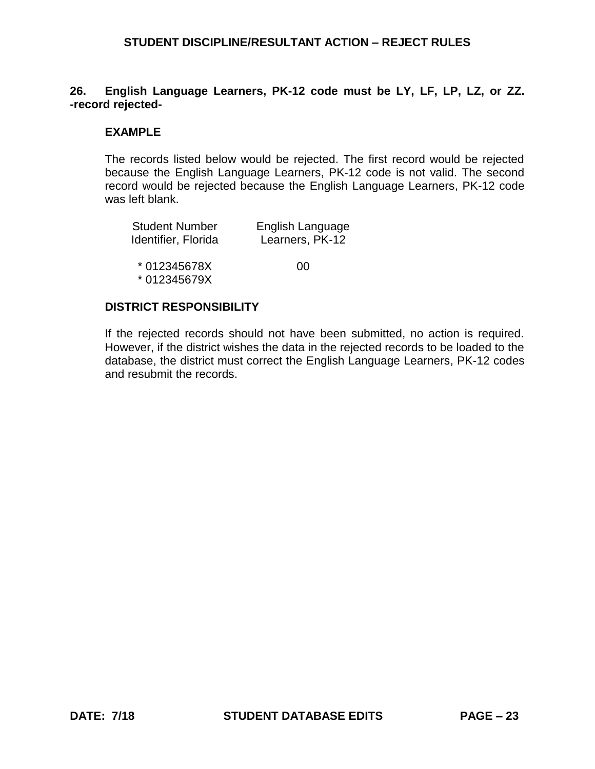**26. English Language Learners, PK-12 code must be LY, LF, LP, LZ, or ZZ. -record rejected-**

**EXAMPLE**

The records listed below would be rejected. The first record would be rejected because the English Language Learners, PK-12 code is not valid. The second record would be rejected because the English Language Learners, PK-12 code was left blank.

| Student Number Identifier, Florida | English Language Learners, PK-12 |
|---|---|
| * 012345678X | 00 |
| * 012345679X | |

**DISTRICT RESPONSIBILITY**

If the rejected records should not have been submitted, no action is required. However, if the district wishes the data in the rejected records to be loaded to the database, the district must correct the English Language Learners, PK-12 codes and resubmit the records.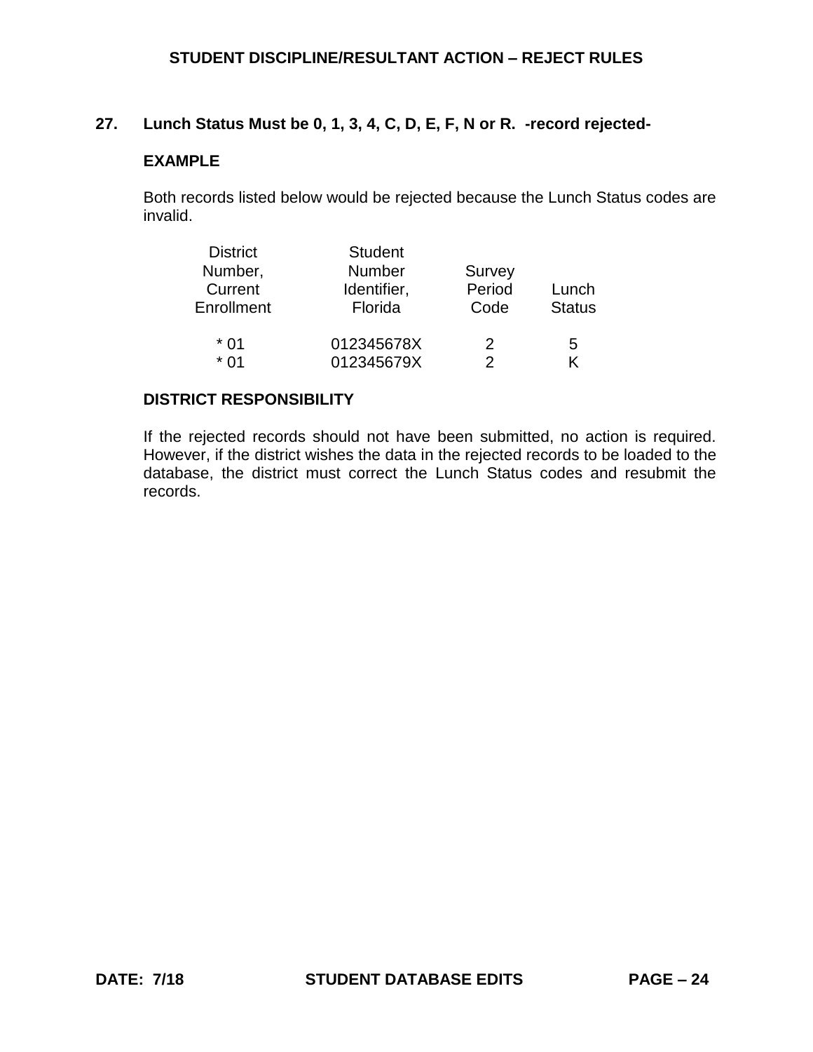## 27. Lunch Status Must be 0, 1, 3, 4, C, D, E, F, N or R. -record rejected-

**EXAMPLE**

Both records listed below would be rejected because the Lunch Status codes are invalid.

| District Number, Current Enrollment | Student Number Identifier, Florida | Survey Period Code | Lunch Status |
|---|---|---|---|
| * 01 | 012345678X | 2 | 5 |
| * 01 | 012345679X | 2 | K |

**DISTRICT RESPONSIBILITY**

If the rejected records should not have been submitted, no action is required. However, if the district wishes the data in the rejected records to be loaded to the database, the district must correct the Lunch Status codes and resubmit the records.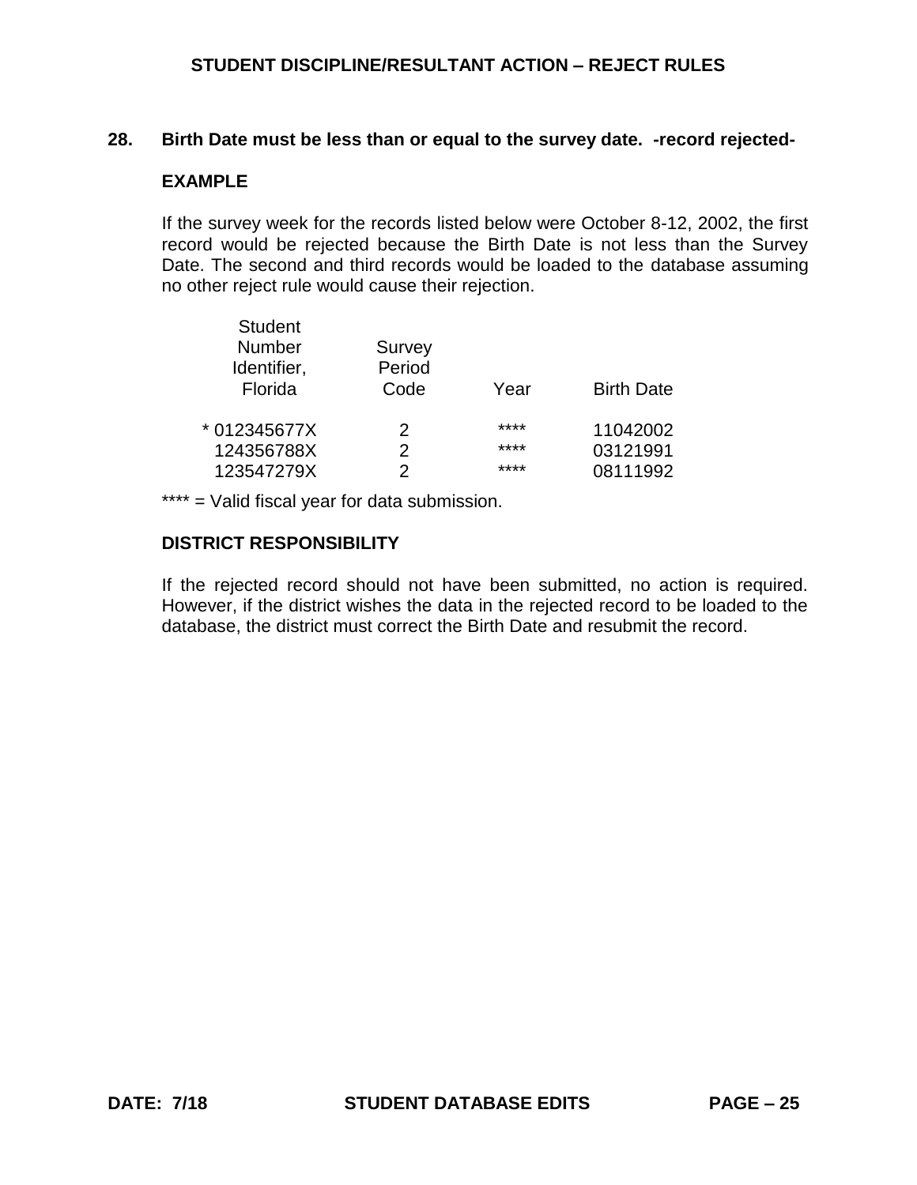## STUDENT DISCIPLINE/RESULTANT ACTION – REJECT RULES

**28. Birth Date must be less than or equal to the survey date. -record rejected-**

**EXAMPLE**

If the survey week for the records listed below were October 8-12, 2002, the first record would be rejected because the Birth Date is not less than the Survey Date. The second and third records would be loaded to the database assuming no other reject rule would cause their rejection.

| Student Number Identifier, Florida | Survey Period Code | Year | Birth Date |
|---|---|---|---|
| * 012345677X | 2 | **** | 11042002 |
| 124356788X | 2 | **** | 03121991 |
| 123547279X | 2 | **** | 08111992 |

**** = Valid fiscal year for data submission.

**DISTRICT RESPONSIBILITY**

If the rejected record should not have been submitted, no action is required. However, if the district wishes the data in the rejected record to be loaded to the database, the district must correct the Birth Date and resubmit the record.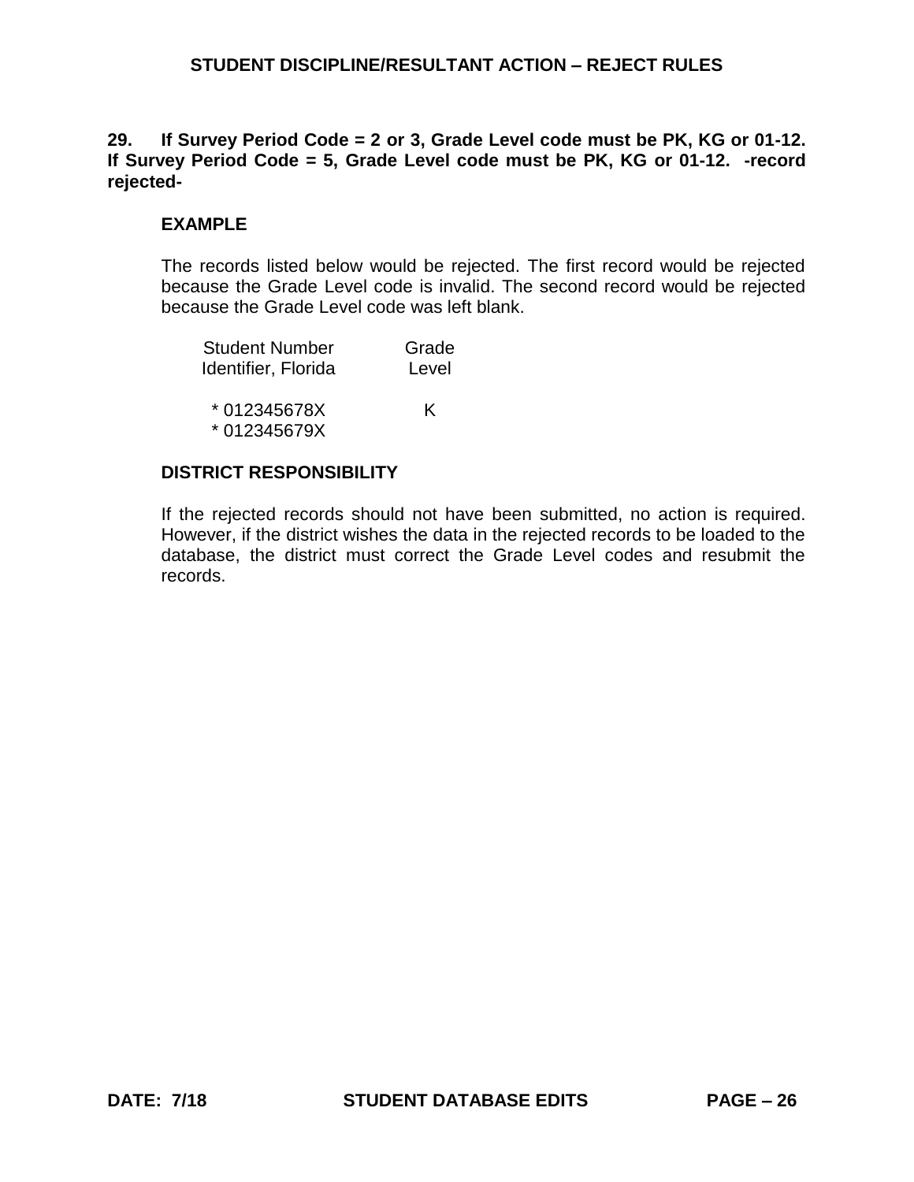**29. If Survey Period Code = 2 or 3, Grade Level code must be PK, KG or 01-12. If Survey Period Code = 5, Grade Level code must be PK, KG or 01-12. -record rejected-**

**EXAMPLE**

The records listed below would be rejected. The first record would be rejected because the Grade Level code is invalid. The second record would be rejected because the Grade Level code was left blank.

| Student Number Identifier, Florida | Grade Level |
|---|---|
| * 012345678X | K |
| * 012345679X | |

**DISTRICT RESPONSIBILITY**

If the rejected records should not have been submitted, no action is required. However, if the district wishes the data in the rejected records to be loaded to the database, the district must correct the Grade Level codes and resubmit the records.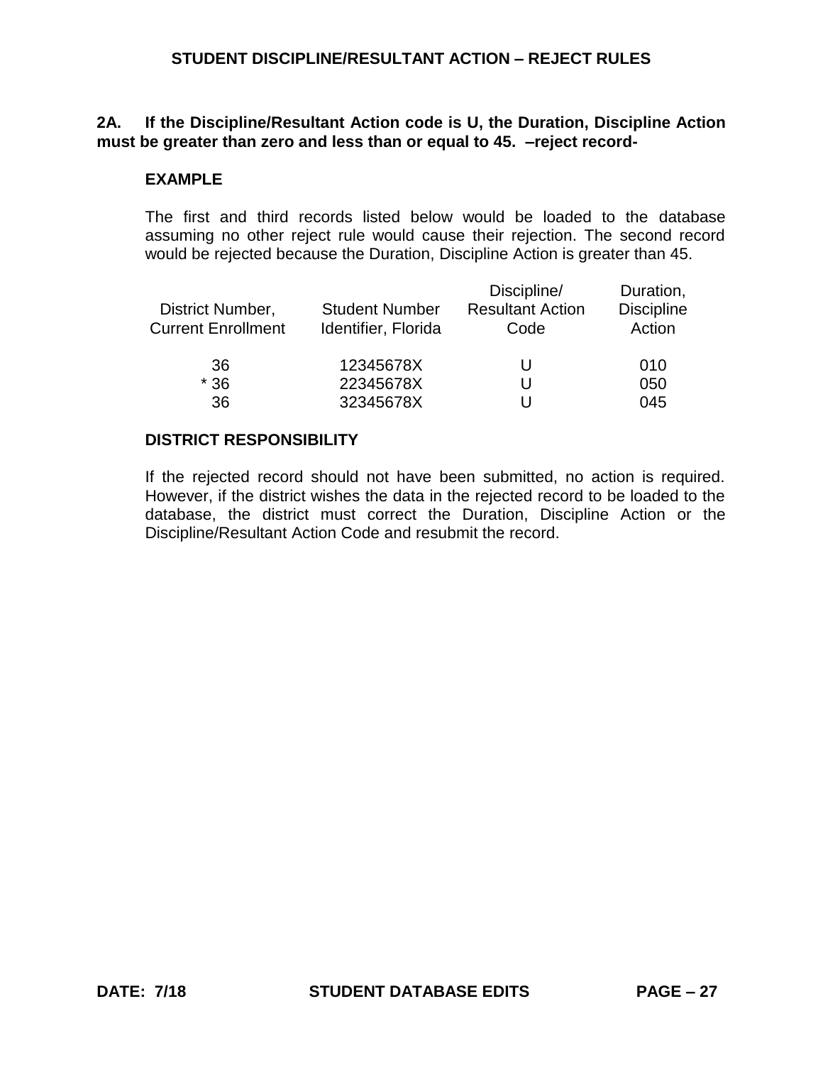## STUDENT DISCIPLINE/RESULTANT ACTION – REJECT RULES

**2A. If the Discipline/Resultant Action code is U, the Duration, Discipline Action must be greater than zero and less than or equal to 45. –reject record-**

**EXAMPLE**

The first and third records listed below would be loaded to the database assuming no other reject rule would cause their rejection. The second record would be rejected because the Duration, Discipline Action is greater than 45.

| District Number, Current Enrollment | Student Number Identifier, Florida | Discipline/ Resultant Action Code | Duration, Discipline Action |
|---|---|---|---|
| 36 | 12345678X | U | 010 |
| * 36 | 22345678X | U | 050 |
| 36 | 32345678X | U | 045 |

**DISTRICT RESPONSIBILITY**

If the rejected record should not have been submitted, no action is required. However, if the district wishes the data in the rejected record to be loaded to the database, the district must correct the Duration, Discipline Action or the Discipline/Resultant Action Code and resubmit the record.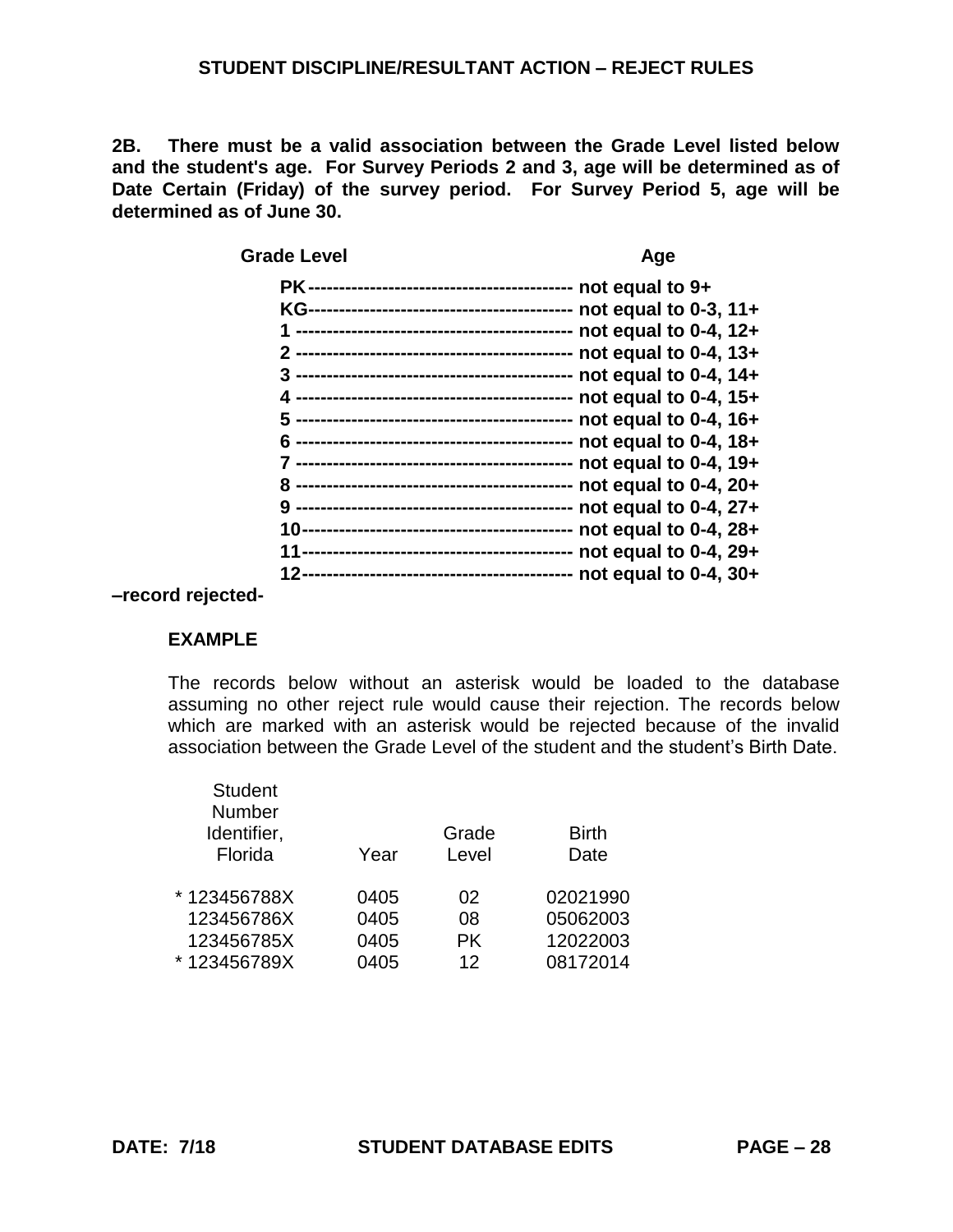## STUDENT DISCIPLINE/RESULTANT ACTION – REJECT RULES

**2B. There must be a valid association between the Grade Level listed below and the student's age. For Survey Periods 2 and 3, age will be determined as of Date Certain (Friday) of the survey period. For Survey Period 5, age will be determined as of June 30.**

| Grade Level | Age |
|---|---|
| PK | not equal to 9+ |
| KG | not equal to 0-3, 11+ |
| 1 | not equal to 0-4, 12+ |
| 2 | not equal to 0-4, 13+ |
| 3 | not equal to 0-4, 14+ |
| 4 | not equal to 0-4, 15+ |
| 5 | not equal to 0-4, 16+ |
| 6 | not equal to 0-4, 18+ |
| 7 | not equal to 0-4, 19+ |
| 8 | not equal to 0-4, 20+ |
| 9 | not equal to 0-4, 27+ |
| 10 | not equal to 0-4, 28+ |
| 11 | not equal to 0-4, 29+ |
| 12 | not equal to 0-4, 30+ |

**–record rejected-**

**EXAMPLE**

The records below without an asterisk would be loaded to the database assuming no other reject rule would cause their rejection. The records below which are marked with an asterisk would be rejected because of the invalid association between the Grade Level of the student and the student's Birth Date.

| Student Number Identifier, Florida | Year | Grade Level | Birth Date |
|---|---|---|---|
| * 123456788X | 0405 | 02 | 02021990 |
| 123456786X | 0405 | 08 | 05062003 |
| 123456785X | 0405 | PK | 12022003 |
| * 123456789X | 0405 | 12 | 08172014 |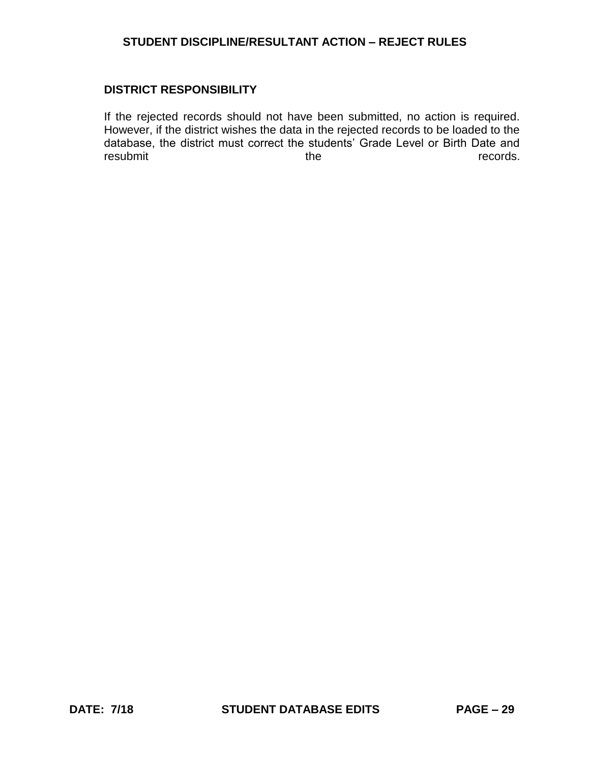## DISTRICT RESPONSIBILITY

If the rejected records should not have been submitted, no action is required. However, if the district wishes the data in the rejected records to be loaded to the database, the district must correct the students' Grade Level or Birth Date and resubmit the records.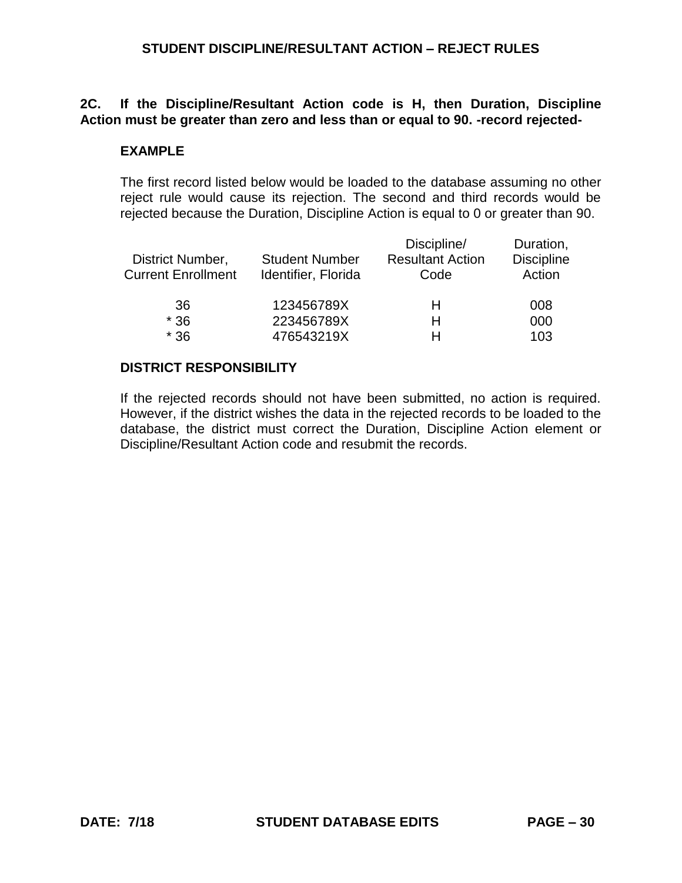## STUDENT DISCIPLINE/RESULTANT ACTION – REJECT RULES

**2C. If the Discipline/Resultant Action code is H, then Duration, Discipline Action must be greater than zero and less than or equal to 90. -record rejected-**

**EXAMPLE**

The first record listed below would be loaded to the database assuming no other reject rule would cause its rejection. The second and third records would be rejected because the Duration, Discipline Action is equal to 0 or greater than 90.

| District Number, Current Enrollment | Student Number Identifier, Florida | Discipline/ Resultant Action Code | Duration, Discipline Action |
|---|---|---|---|
| 36 | 123456789X | H | 008 |
| * 36 | 223456789X | H | 000 |
| * 36 | 476543219X | H | 103 |

**DISTRICT RESPONSIBILITY**

If the rejected records should not have been submitted, no action is required. However, if the district wishes the data in the rejected records to be loaded to the database, the district must correct the Duration, Discipline Action element or Discipline/Resultant Action code and resubmit the records.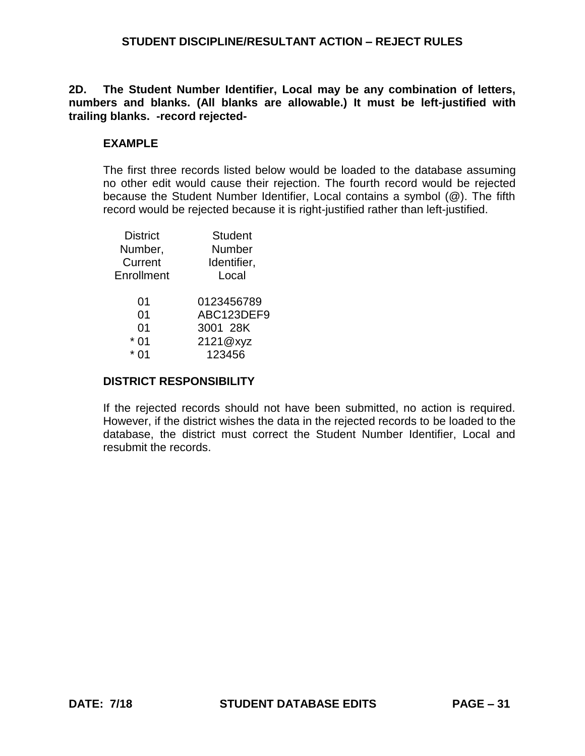## STUDENT DISCIPLINE/RESULTANT ACTION – REJECT RULES

**2D. The Student Number Identifier, Local may be any combination of letters, numbers and blanks. (All blanks are allowable.) It must be left-justified with trailing blanks. -record rejected-**

### EXAMPLE

The first three records listed below would be loaded to the database assuming no other edit would cause their rejection. The fourth record would be rejected because the Student Number Identifier, Local contains a symbol (@). The fifth record would be rejected because it is right-justified rather than left-justified.

| District Number, Current Enrollment | Student Number Identifier, Local |
|---|---|
| 01 | 0123456789 |
| 01 | ABC123DEF9 |
| 01 | 3001  28K |
| * 01 | 2121@xyz |
| * 01 |     123456 |

### DISTRICT RESPONSIBILITY

If the rejected records should not have been submitted, no action is required. However, if the district wishes the data in the rejected records to be loaded to the database, the district must correct the Student Number Identifier, Local and resubmit the records.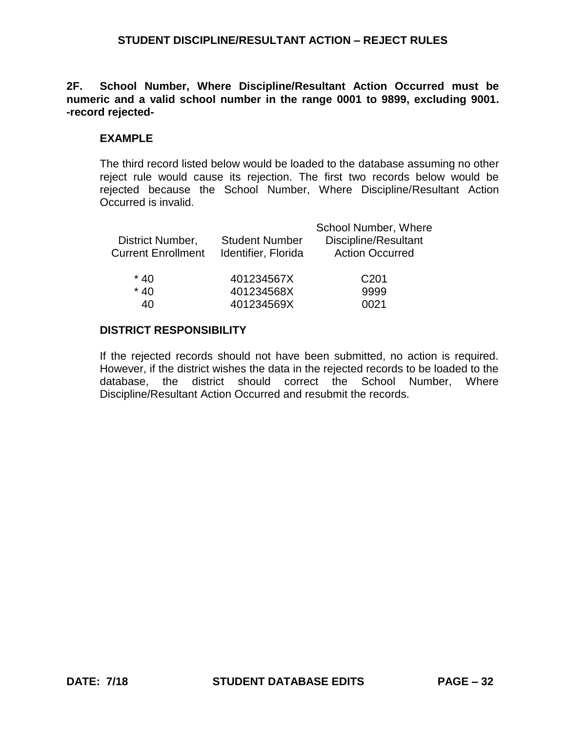**2F. School Number, Where Discipline/Resultant Action Occurred must be numeric and a valid school number in the range 0001 to 9899, excluding 9001. -record rejected-**

**EXAMPLE**

The third record listed below would be loaded to the database assuming no other reject rule would cause its rejection. The first two records below would be rejected because the School Number, Where Discipline/Resultant Action Occurred is invalid.

| District Number, Current Enrollment | Student Number Identifier, Florida | School Number, Where Discipline/Resultant Action Occurred |
|---|---|---|
| * 40 | 401234567X | C201 |
| * 40 | 401234568X | 9999 |
| 40 | 401234569X | 0021 |

**DISTRICT RESPONSIBILITY**

If the rejected records should not have been submitted, no action is required. However, if the district wishes the data in the rejected records to be loaded to the database, the district should correct the School Number, Where Discipline/Resultant Action Occurred and resubmit the records.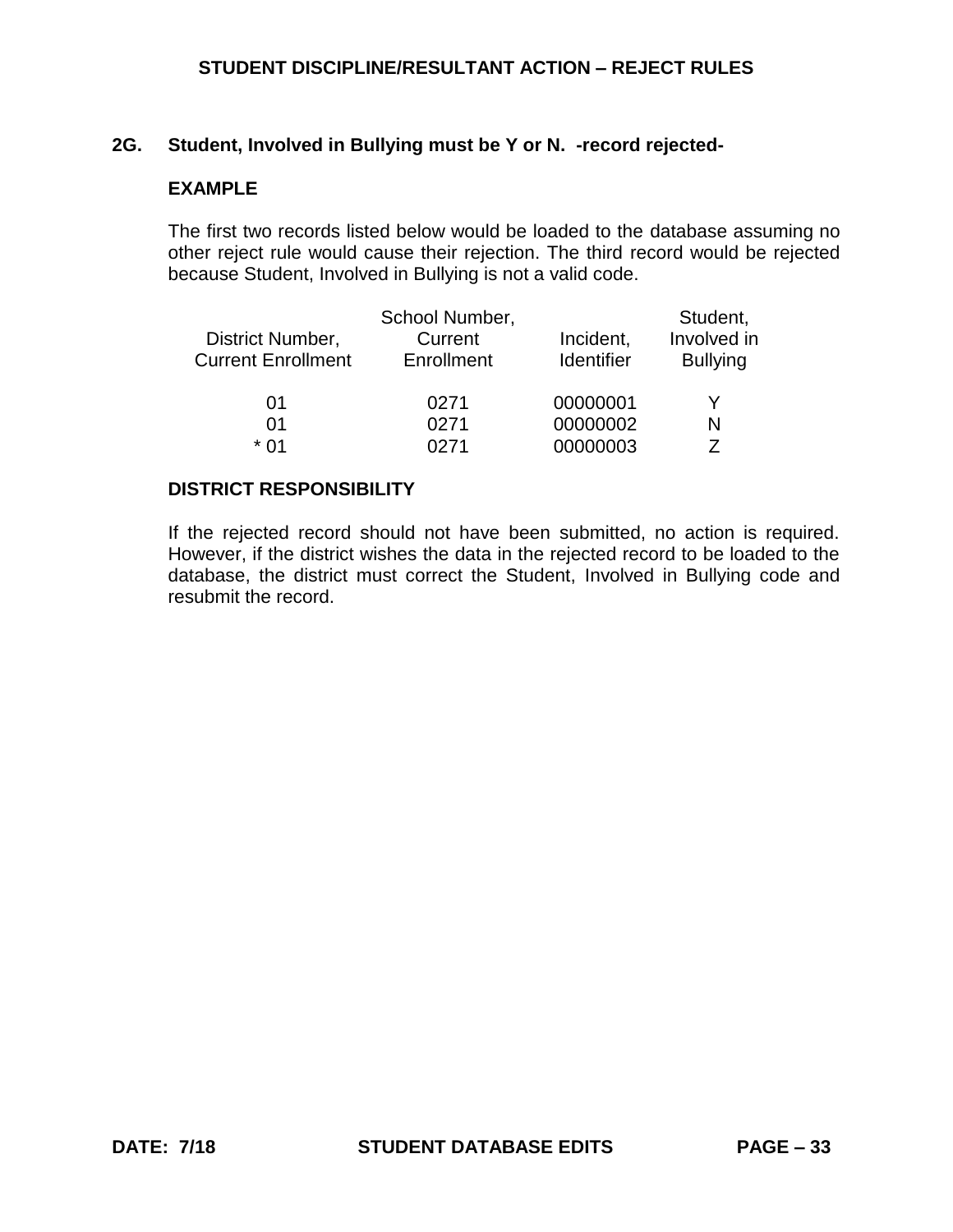## 2G. Student, Involved in Bullying must be Y or N. -record rejected-

### EXAMPLE

The first two records listed below would be loaded to the database assuming no other reject rule would cause their rejection. The third record would be rejected because Student, Involved in Bullying is not a valid code.

| District Number, Current Enrollment | School Number, Current Enrollment | Incident, Identifier | Student, Involved in Bullying |
|---|---|---|---|
| 01 | 0271 | 00000001 | Y |
| 01 | 0271 | 00000002 | N |
| * 01 | 0271 | 00000003 | Z |

### DISTRICT RESPONSIBILITY

If the rejected record should not have been submitted, no action is required. However, if the district wishes the data in the rejected record to be loaded to the database, the district must correct the Student, Involved in Bullying code and resubmit the record.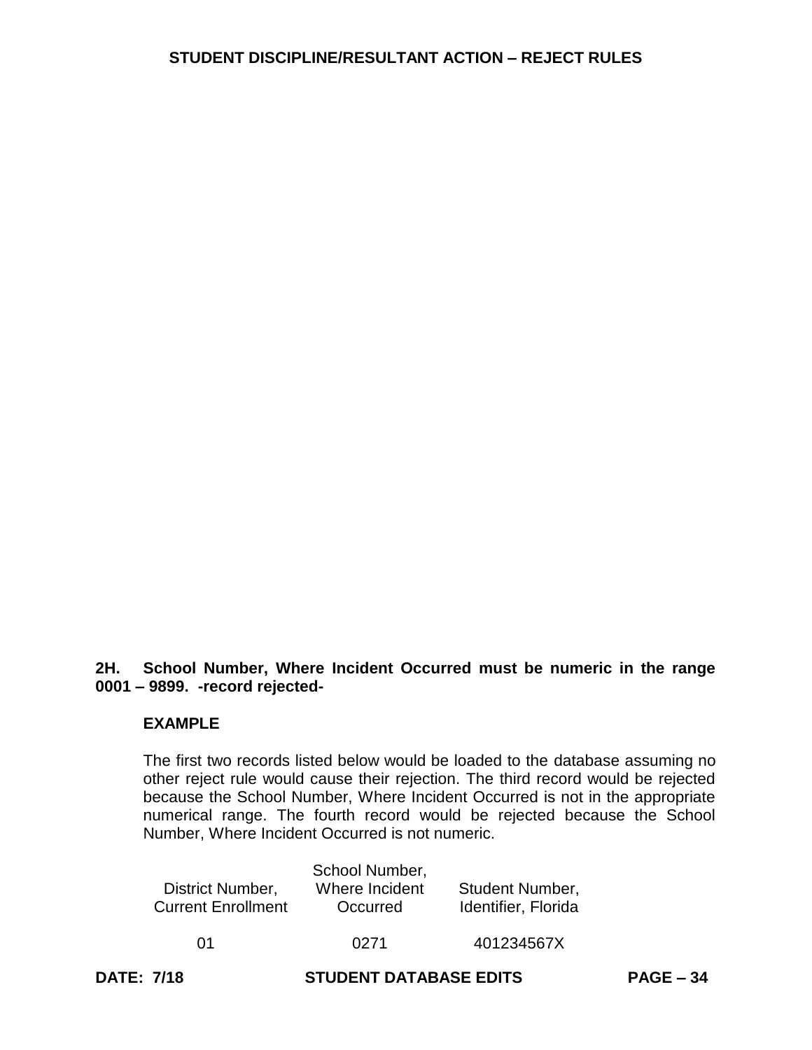**2H. School Number, Where Incident Occurred must be numeric in the range 0001 – 9899. -record rejected-**

**EXAMPLE**

The first two records listed below would be loaded to the database assuming no other reject rule would cause their rejection. The third record would be rejected because the School Number, Where Incident Occurred is not in the appropriate numerical range. The fourth record would be rejected because the School Number, Where Incident Occurred is not numeric.

| District Number, Current Enrollment | School Number, Where Incident Occurred | Student Number, Identifier, Florida |
|---|---|---|
| 01 | 0271 | 401234567X |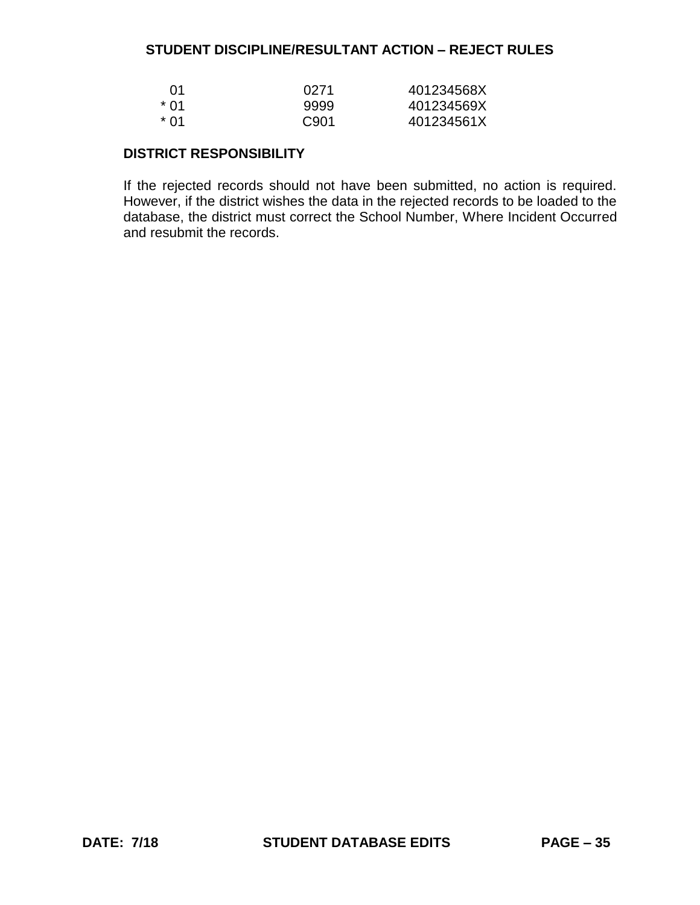| | | |
|---|---|---|
| 01 | 0271 | 401234568X |
| * 01 | 9999 | 401234569X |
| * 01 | C901 | 401234561X |

**DISTRICT RESPONSIBILITY**

If the rejected records should not have been submitted, no action is required. However, if the district wishes the data in the rejected records to be loaded to the database, the district must correct the School Number, Where Incident Occurred and resubmit the records.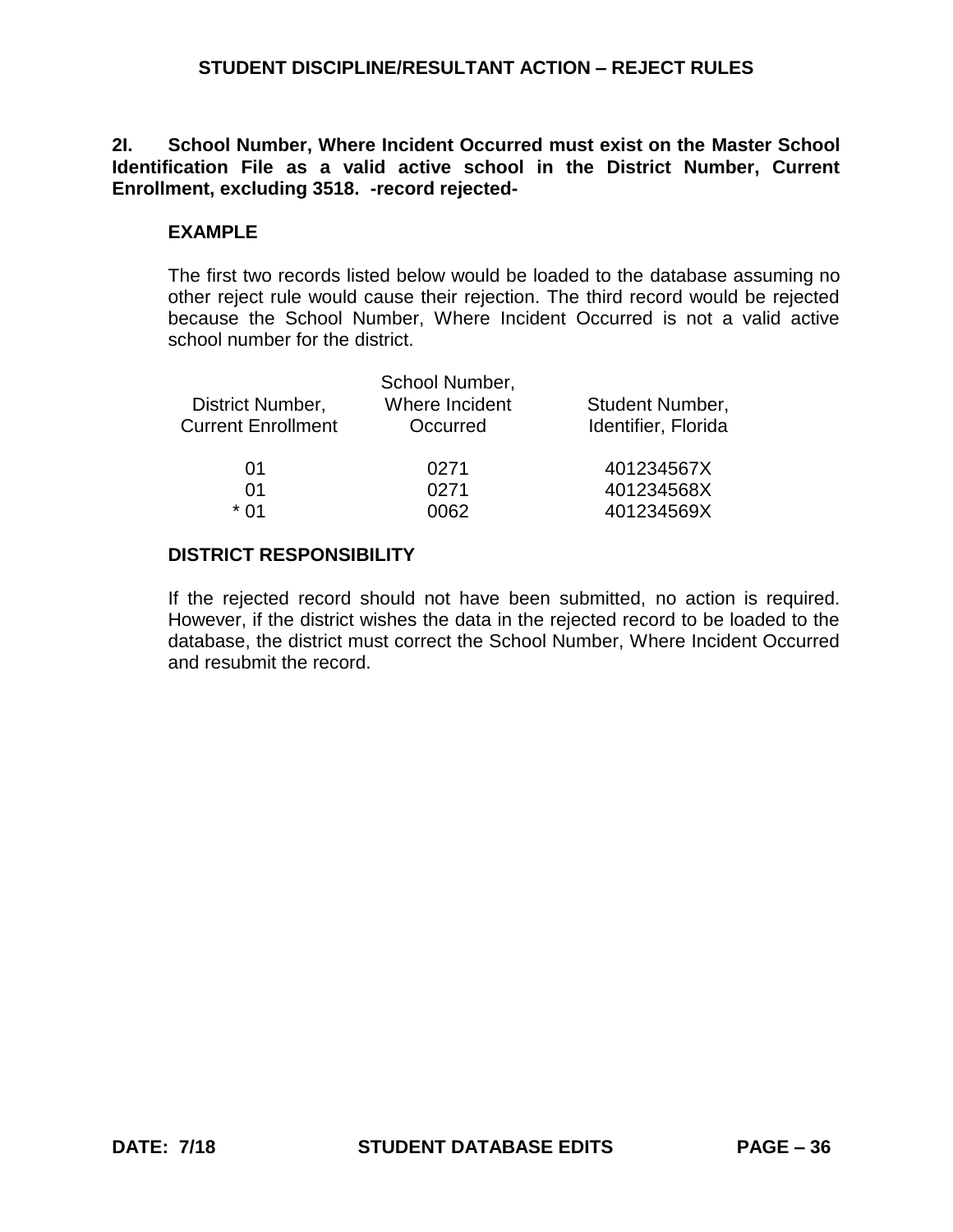**2I. School Number, Where Incident Occurred must exist on the Master School Identification File as a valid active school in the District Number, Current Enrollment, excluding 3518. -record rejected-**

**EXAMPLE**

The first two records listed below would be loaded to the database assuming no other reject rule would cause their rejection. The third record would be rejected because the School Number, Where Incident Occurred is not a valid active school number for the district.

| District Number, Current Enrollment | School Number, Where Incident Occurred | Student Number, Identifier, Florida |
|---|---|---|
| 01 | 0271 | 401234567X |
| 01 | 0271 | 401234568X |
| * 01 | 0062 | 401234569X |

**DISTRICT RESPONSIBILITY**

If the rejected record should not have been submitted, no action is required. However, if the district wishes the data in the rejected record to be loaded to the database, the district must correct the School Number, Where Incident Occurred and resubmit the record.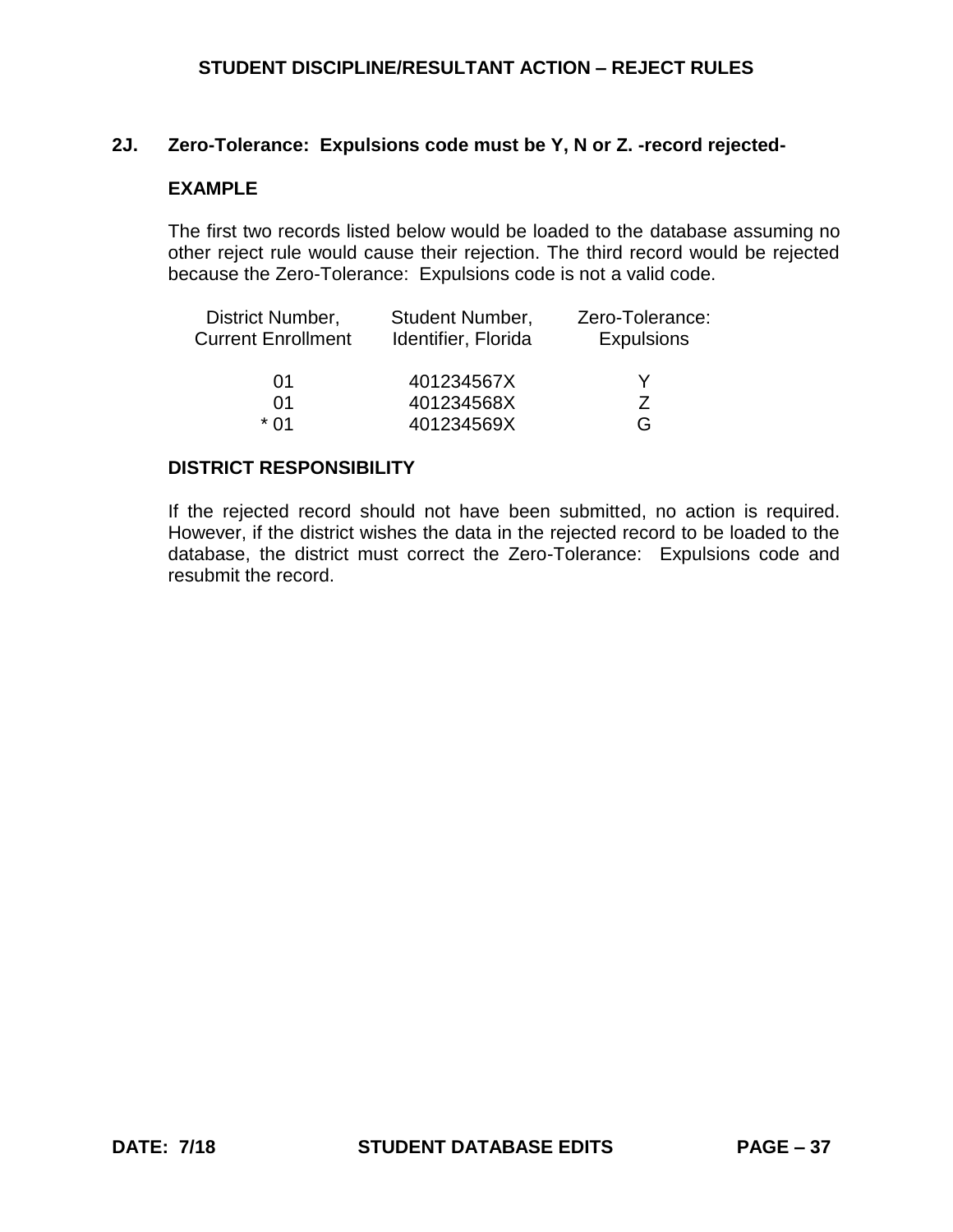## 2J. Zero-Tolerance: Expulsions code must be Y, N or Z. -record rejected-

**EXAMPLE**

The first two records listed below would be loaded to the database assuming no other reject rule would cause their rejection. The third record would be rejected because the Zero-Tolerance: Expulsions code is not a valid code.

| District Number, Current Enrollment | Student Number, Identifier, Florida | Zero-Tolerance: Expulsions |
|---|---|---|
| 01 | 401234567X | Y |
| 01 | 401234568X | Z |
| * 01 | 401234569X | G |

**DISTRICT RESPONSIBILITY**

If the rejected record should not have been submitted, no action is required. However, if the district wishes the data in the rejected record to be loaded to the database, the district must correct the Zero-Tolerance: Expulsions code and resubmit the record.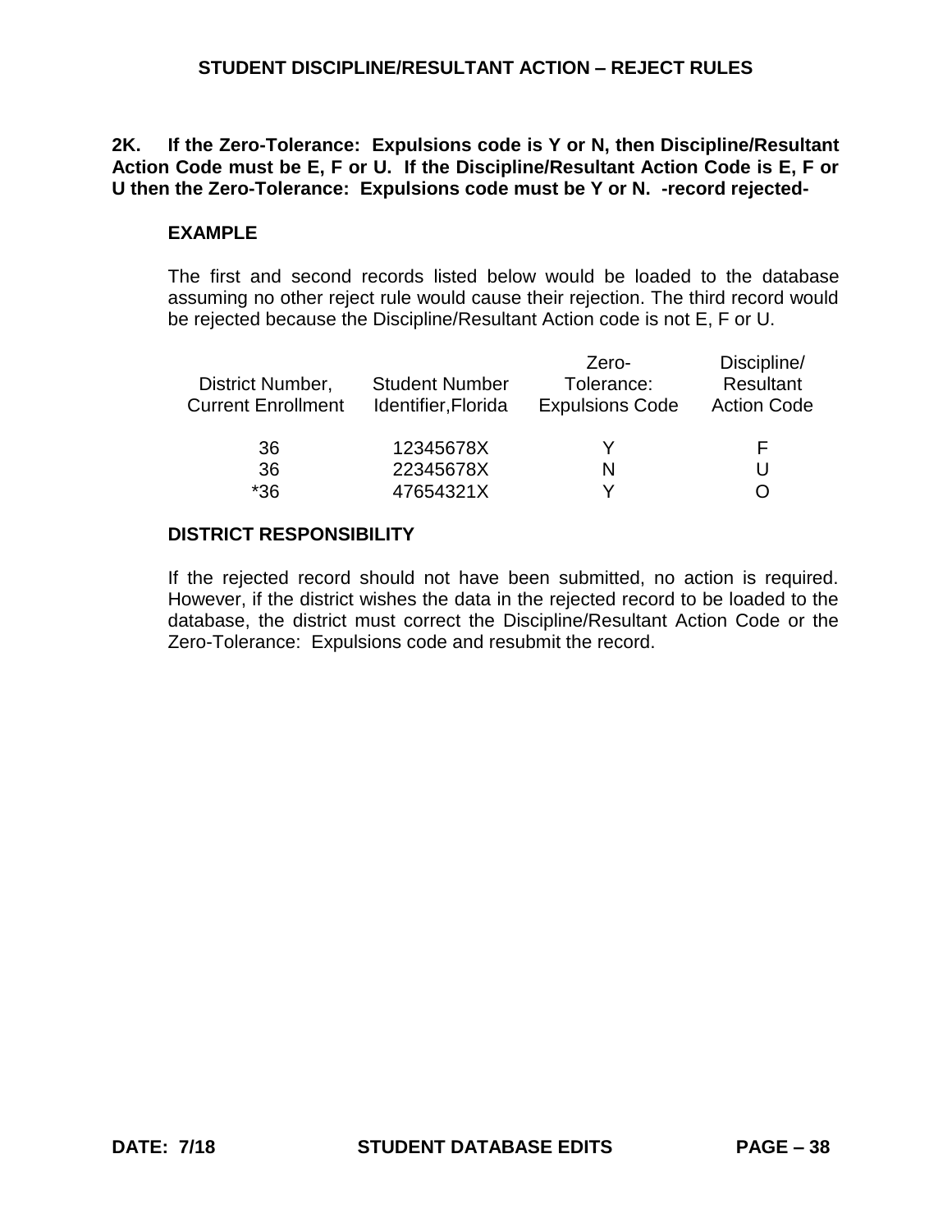**2K. If the Zero-Tolerance: Expulsions code is Y or N, then Discipline/Resultant Action Code must be E, F or U. If the Discipline/Resultant Action Code is E, F or U then the Zero-Tolerance: Expulsions code must be Y or N. -record rejected-**

**EXAMPLE**

The first and second records listed below would be loaded to the database assuming no other reject rule would cause their rejection. The third record would be rejected because the Discipline/Resultant Action code is not E, F or U.

| District Number, Current Enrollment | Student Number Identifier, Florida | Zero-Tolerance: Expulsions Code | Discipline/ Resultant Action Code |
|---|---|---|---|
| 36 | 12345678X | Y | F |
| 36 | 22345678X | N | U |
| *36 | 47654321X | Y | O |

**DISTRICT RESPONSIBILITY**

If the rejected record should not have been submitted, no action is required. However, if the district wishes the data in the rejected record to be loaded to the database, the district must correct the Discipline/Resultant Action Code or the Zero-Tolerance: Expulsions code and resubmit the record.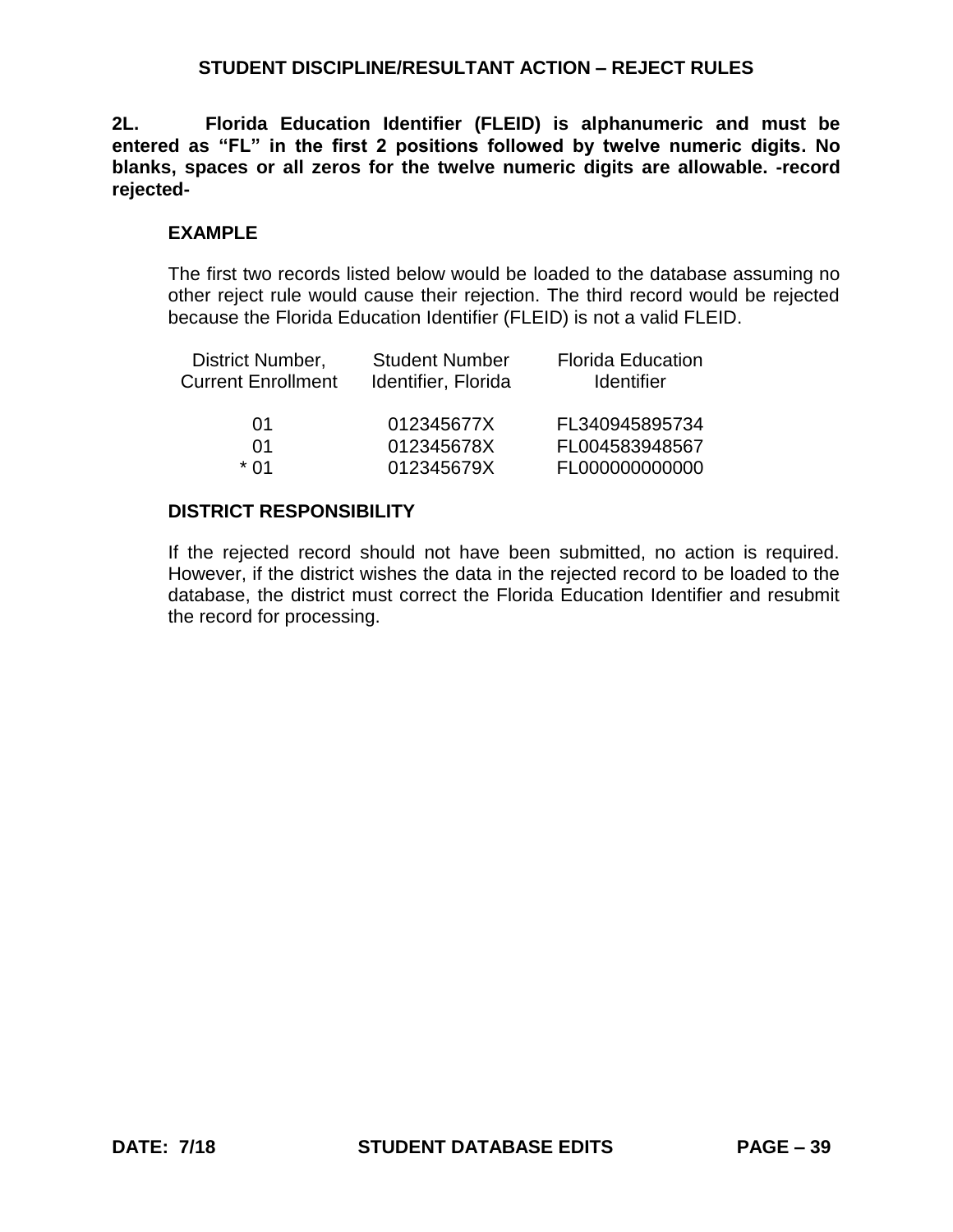## STUDENT DISCIPLINE/RESULTANT ACTION – REJECT RULES

**2L. Florida Education Identifier (FLEID) is alphanumeric and must be entered as "FL" in the first 2 positions followed by twelve numeric digits. No blanks, spaces or all zeros for the twelve numeric digits are allowable. -record rejected-**

### EXAMPLE

The first two records listed below would be loaded to the database assuming no other reject rule would cause their rejection. The third record would be rejected because the Florida Education Identifier (FLEID) is not a valid FLEID.

| District Number, Current Enrollment | Student Number Identifier, Florida | Florida Education Identifier |
|---|---|---|
| 01 | 012345677X | FL340945895734 |
| 01 | 012345678X | FL004583948567 |
| * 01 | 012345679X | FL000000000000 |

### DISTRICT RESPONSIBILITY

If the rejected record should not have been submitted, no action is required. However, if the district wishes the data in the rejected record to be loaded to the database, the district must correct the Florida Education Identifier and resubmit the record for processing.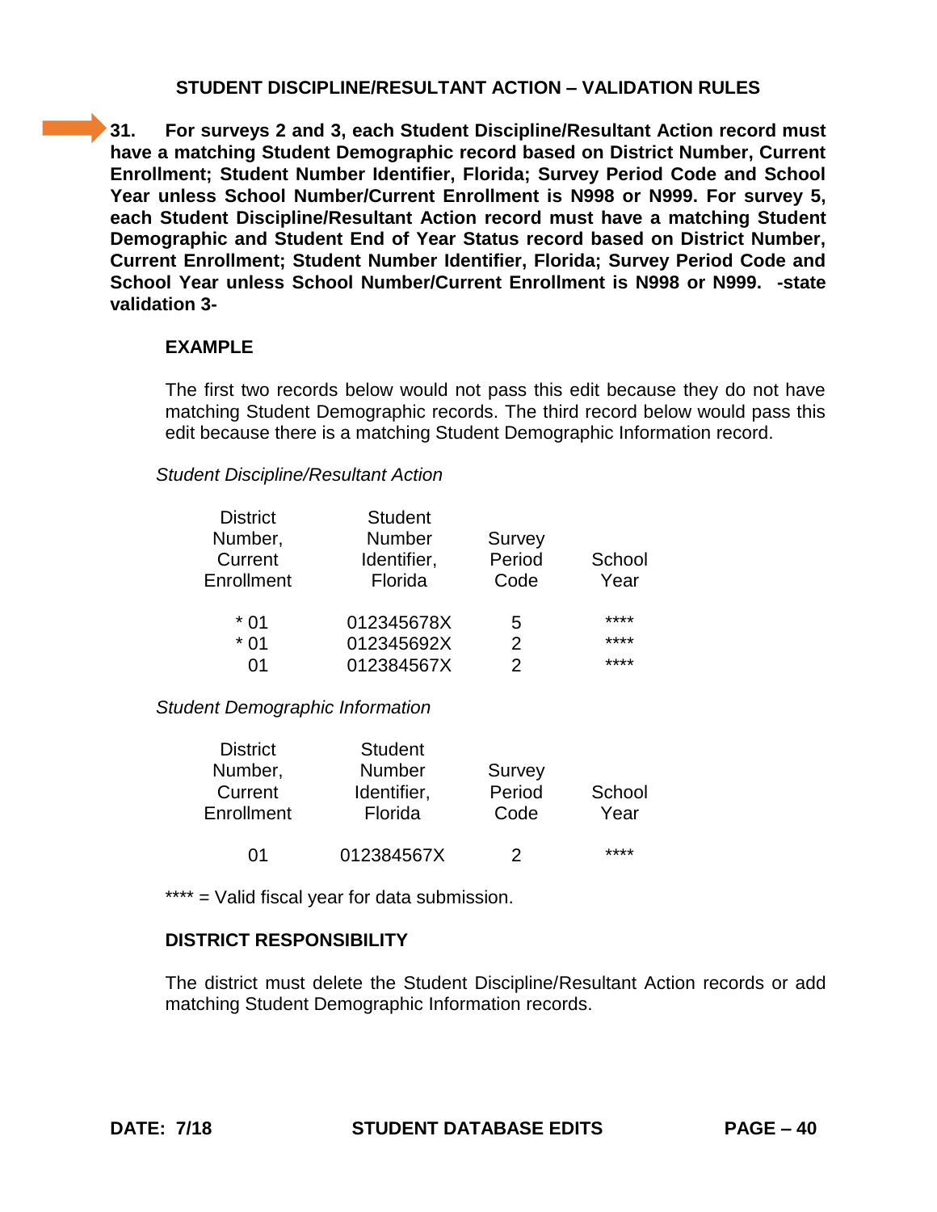## STUDENT DISCIPLINE/RESULTANT ACTION – VALIDATION RULES

**31. For surveys 2 and 3, each Student Discipline/Resultant Action record must have a matching Student Demographic record based on District Number, Current Enrollment; Student Number Identifier, Florida; Survey Period Code and School Year unless School Number/Current Enrollment is N998 or N999. For survey 5, each Student Discipline/Resultant Action record must have a matching Student Demographic and Student End of Year Status record based on District Number, Current Enrollment; Student Number Identifier, Florida; Survey Period Code and School Year unless School Number/Current Enrollment is N998 or N999. -state validation 3-**

### EXAMPLE

The first two records below would not pass this edit because they do not have matching Student Demographic records. The third record below would pass this edit because there is a matching Student Demographic Information record.

*Student Discipline/Resultant Action*

| District Number, Current Enrollment | Student Number Identifier, Florida | Survey Period Code | School Year |
|---|---|---|---|
| * 01 | 012345678X | 5 | **** |
| * 01 | 012345692X | 2 | **** |
| 01 | 012384567X | 2 | **** |

*Student Demographic Information*

| District Number, Current Enrollment | Student Number Identifier, Florida | Survey Period Code | School Year |
|---|---|---|---|
| 01 | 012384567X | 2 | **** |

**** = Valid fiscal year for data submission.

### DISTRICT RESPONSIBILITY

The district must delete the Student Discipline/Resultant Action records or add matching Student Demographic Information records.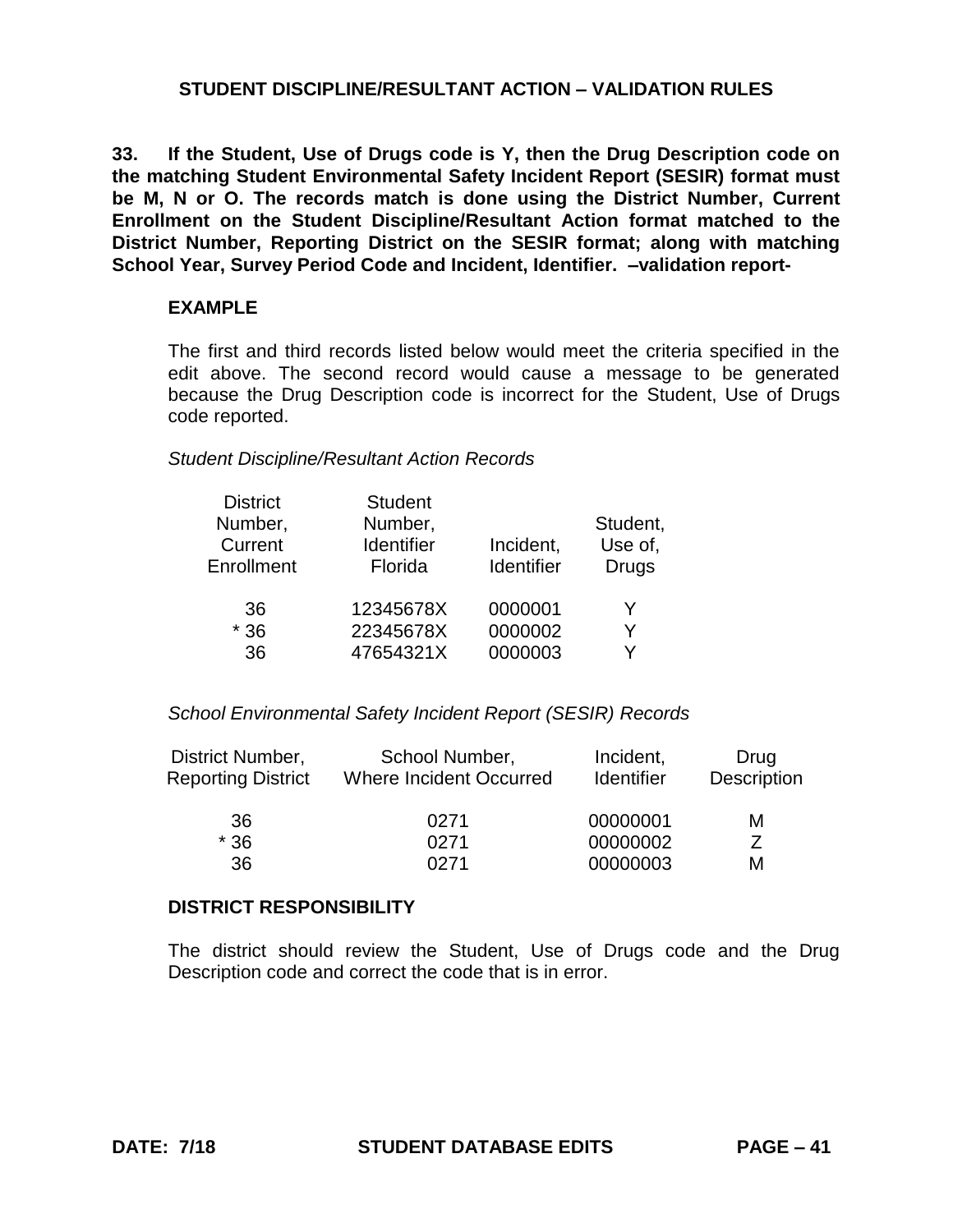## STUDENT DISCIPLINE/RESULTANT ACTION – VALIDATION RULES

**33. If the Student, Use of Drugs code is Y, then the Drug Description code on the matching Student Environmental Safety Incident Report (SESIR) format must be M, N or O. The records match is done using the District Number, Current Enrollment on the Student Discipline/Resultant Action format matched to the District Number, Reporting District on the SESIR format; along with matching School Year, Survey Period Code and Incident, Identifier. –validation report-**

**EXAMPLE**

The first and third records listed below would meet the criteria specified in the edit above. The second record would cause a message to be generated because the Drug Description code is incorrect for the Student, Use of Drugs code reported.

*Student Discipline/Resultant Action Records*

| District Number, Current Enrollment | Student Number, Identifier Florida | Incident, Identifier | Student, Use of, Drugs |
|---|---|---|---|
| 36 | 12345678X | 0000001 | Y |
| * 36 | 22345678X | 0000002 | Y |
| 36 | 47654321X | 0000003 | Y |

*School Environmental Safety Incident Report (SESIR) Records*

| District Number, Reporting District | School Number, Where Incident Occurred | Incident, Identifier | Drug Description |
|---|---|---|---|
| 36 | 0271 | 00000001 | M |
| * 36 | 0271 | 00000002 | Z |
| 36 | 0271 | 00000003 | M |

**DISTRICT RESPONSIBILITY**

The district should review the Student, Use of Drugs code and the Drug Description code and correct the code that is in error.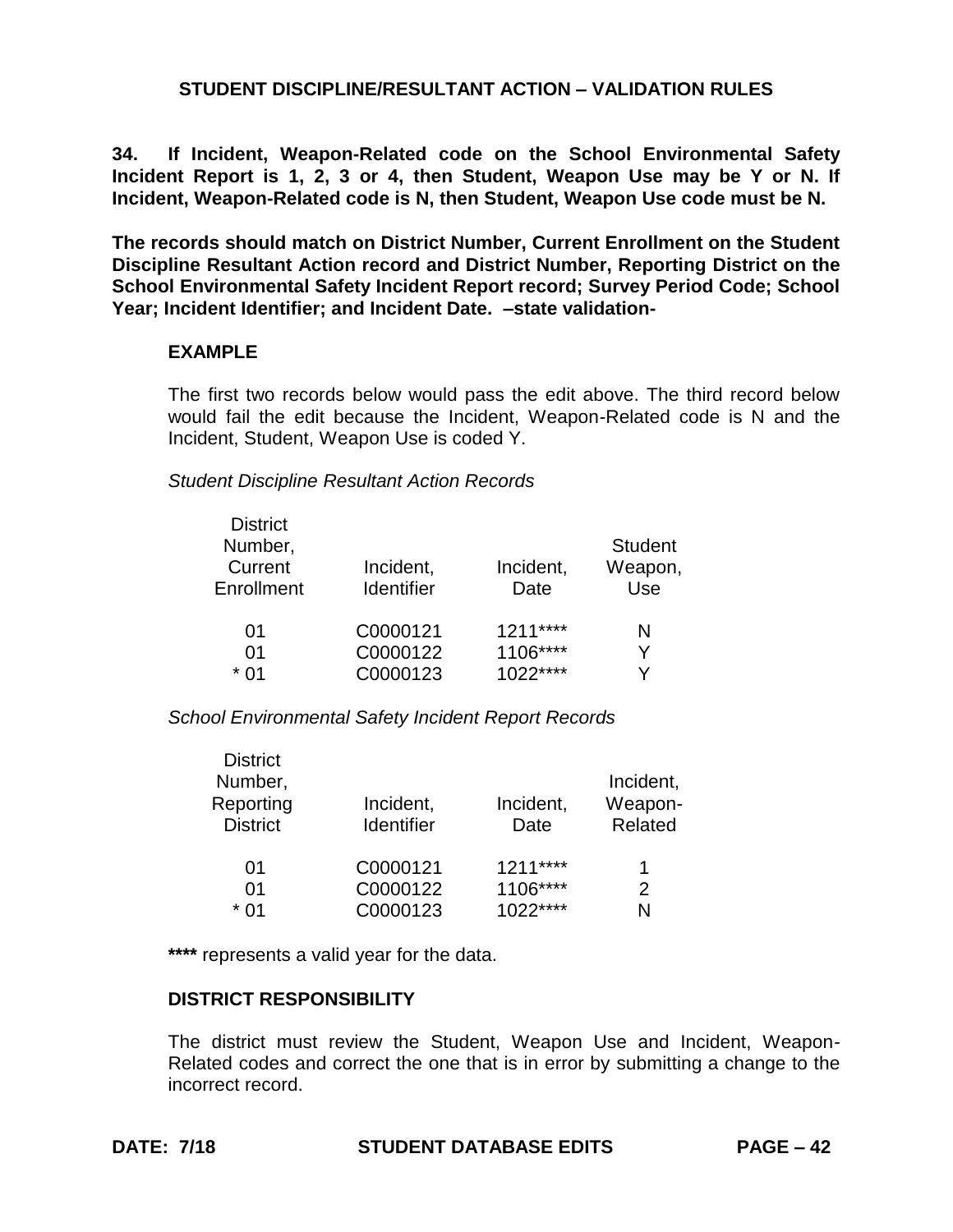## STUDENT DISCIPLINE/RESULTANT ACTION – VALIDATION RULES

**34. If Incident, Weapon-Related code on the School Environmental Safety Incident Report is 1, 2, 3 or 4, then Student, Weapon Use may be Y or N. If Incident, Weapon-Related code is N, then Student, Weapon Use code must be N.**

**The records should match on District Number, Current Enrollment on the Student Discipline Resultant Action record and District Number, Reporting District on the School Environmental Safety Incident Report record; Survey Period Code; School Year; Incident Identifier; and Incident Date. –state validation-**

### EXAMPLE

The first two records below would pass the edit above. The third record below would fail the edit because the Incident, Weapon-Related code is N and the Incident, Student, Weapon Use is coded Y.

*Student Discipline Resultant Action Records*

| District Number, Current Enrollment | Incident, Identifier | Incident, Date | Student Weapon, Use |
|---|---|---|---|
| 01 | C0000121 | 1211**** | N |
| 01 | C0000122 | 1106**** | Y |
| * 01 | C0000123 | 1022**** | Y |

*School Environmental Safety Incident Report Records*

| District Number, Reporting District | Incident, Identifier | Incident, Date | Incident, Weapon-Related |
|---|---|---|---|
| 01 | C0000121 | 1211**** | 1 |
| 01 | C0000122 | 1106**** | 2 |
| * 01 | C0000123 | 1022**** | N |

**\*\*\*\*** represents a valid year for the data.

### DISTRICT RESPONSIBILITY

The district must review the Student, Weapon Use and Incident, Weapon-Related codes and correct the one that is in error by submitting a change to the incorrect record.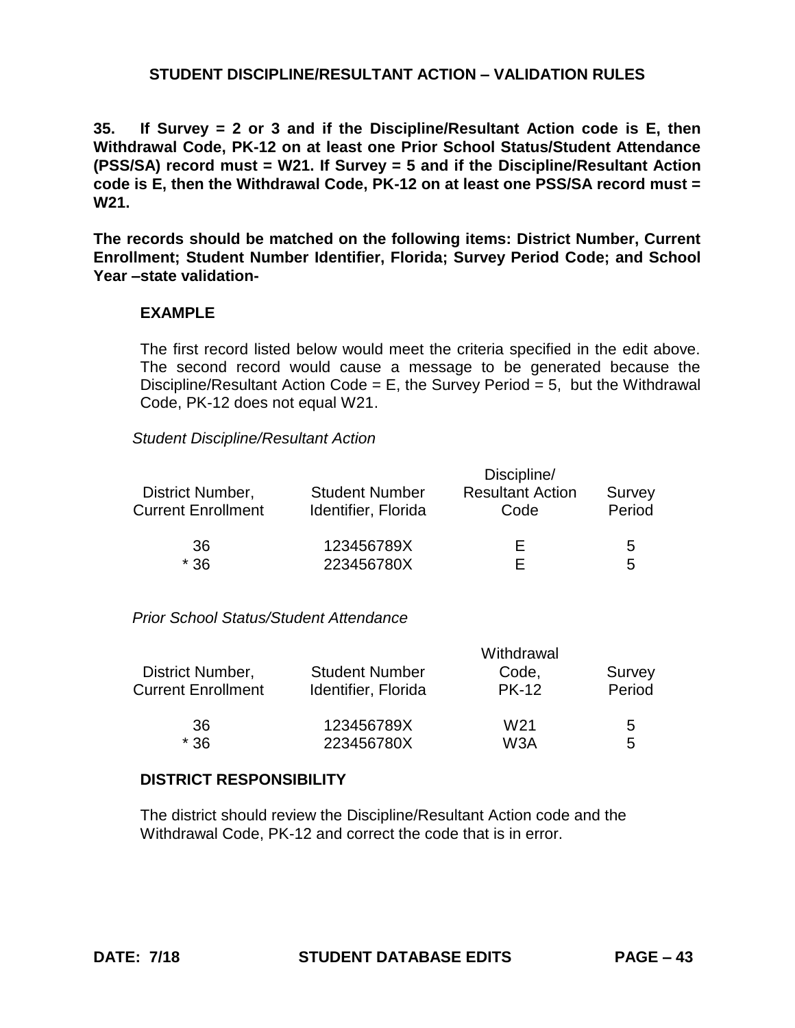## STUDENT DISCIPLINE/RESULTANT ACTION – VALIDATION RULES

**35. If Survey = 2 or 3 and if the Discipline/Resultant Action code is E, then Withdrawal Code, PK-12 on at least one Prior School Status/Student Attendance (PSS/SA) record must = W21. If Survey = 5 and if the Discipline/Resultant Action code is E, then the Withdrawal Code, PK-12 on at least one PSS/SA record must = W21.**

**The records should be matched on the following items: District Number, Current Enrollment; Student Number Identifier, Florida; Survey Period Code; and School Year –state validation-**

### EXAMPLE

The first record listed below would meet the criteria specified in the edit above. The second record would cause a message to be generated because the Discipline/Resultant Action Code = E, the Survey Period = 5, but the Withdrawal Code, PK-12 does not equal W21.

*Student Discipline/Resultant Action*

| District Number, Current Enrollment | Student Number Identifier, Florida | Discipline/ Resultant Action Code | Survey Period |
|---|---|---|---|
| 36 | 123456789X | E | 5 |
| * 36 | 223456780X | E | 5 |

*Prior School Status/Student Attendance*

| District Number, Current Enrollment | Student Number Identifier, Florida | Withdrawal Code, PK-12 | Survey Period |
|---|---|---|---|
| 36 | 123456789X | W21 | 5 |
| * 36 | 223456780X | W3A | 5 |

### DISTRICT RESPONSIBILITY

The district should review the Discipline/Resultant Action code and the Withdrawal Code, PK-12 and correct the code that is in error.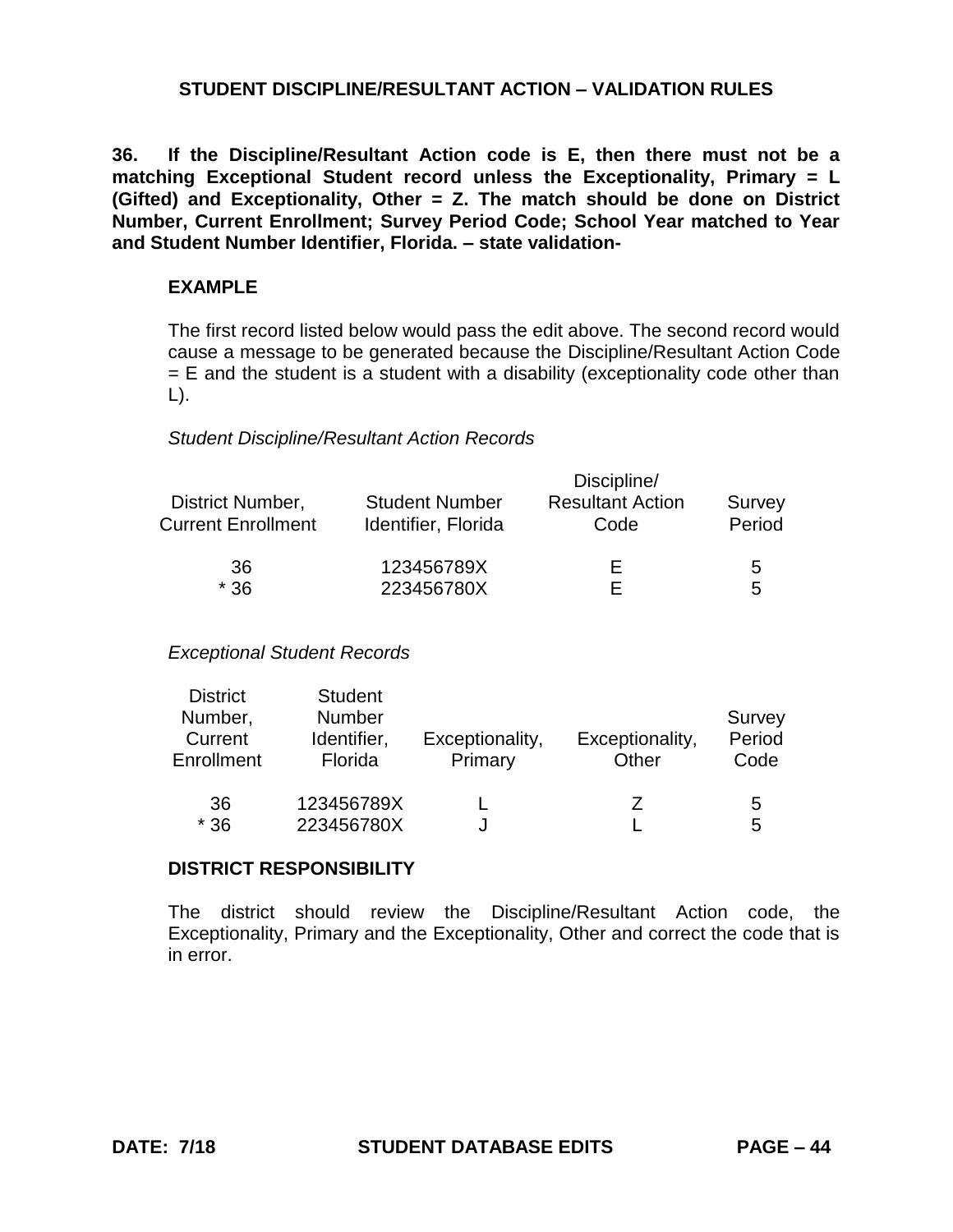## STUDENT DISCIPLINE/RESULTANT ACTION – VALIDATION RULES

**36. If the Discipline/Resultant Action code is E, then there must not be a matching Exceptional Student record unless the Exceptionality, Primary = L (Gifted) and Exceptionality, Other = Z. The match should be done on District Number, Current Enrollment; Survey Period Code; School Year matched to Year and Student Number Identifier, Florida. – state validation-**

**EXAMPLE**

The first record listed below would pass the edit above. The second record would cause a message to be generated because the Discipline/Resultant Action Code = E and the student is a student with a disability (exceptionality code other than L).

*Student Discipline/Resultant Action Records*

| District Number, Current Enrollment | Student Number Identifier, Florida | Discipline/ Resultant Action Code | Survey Period |
|---|---|---|---|
| 36 | 123456789X | E | 5 |
| * 36 | 223456780X | E | 5 |

*Exceptional Student Records*

| District Number, Current Enrollment | Student Number Identifier, Florida | Exceptionality, Primary | Exceptionality, Other | Survey Period Code |
|---|---|---|---|---|
| 36 | 123456789X | L | Z | 5 |
| * 36 | 223456780X | J | L | 5 |

**DISTRICT RESPONSIBILITY**

The district should review the Discipline/Resultant Action code, the Exceptionality, Primary and the Exceptionality, Other and correct the code that is in error.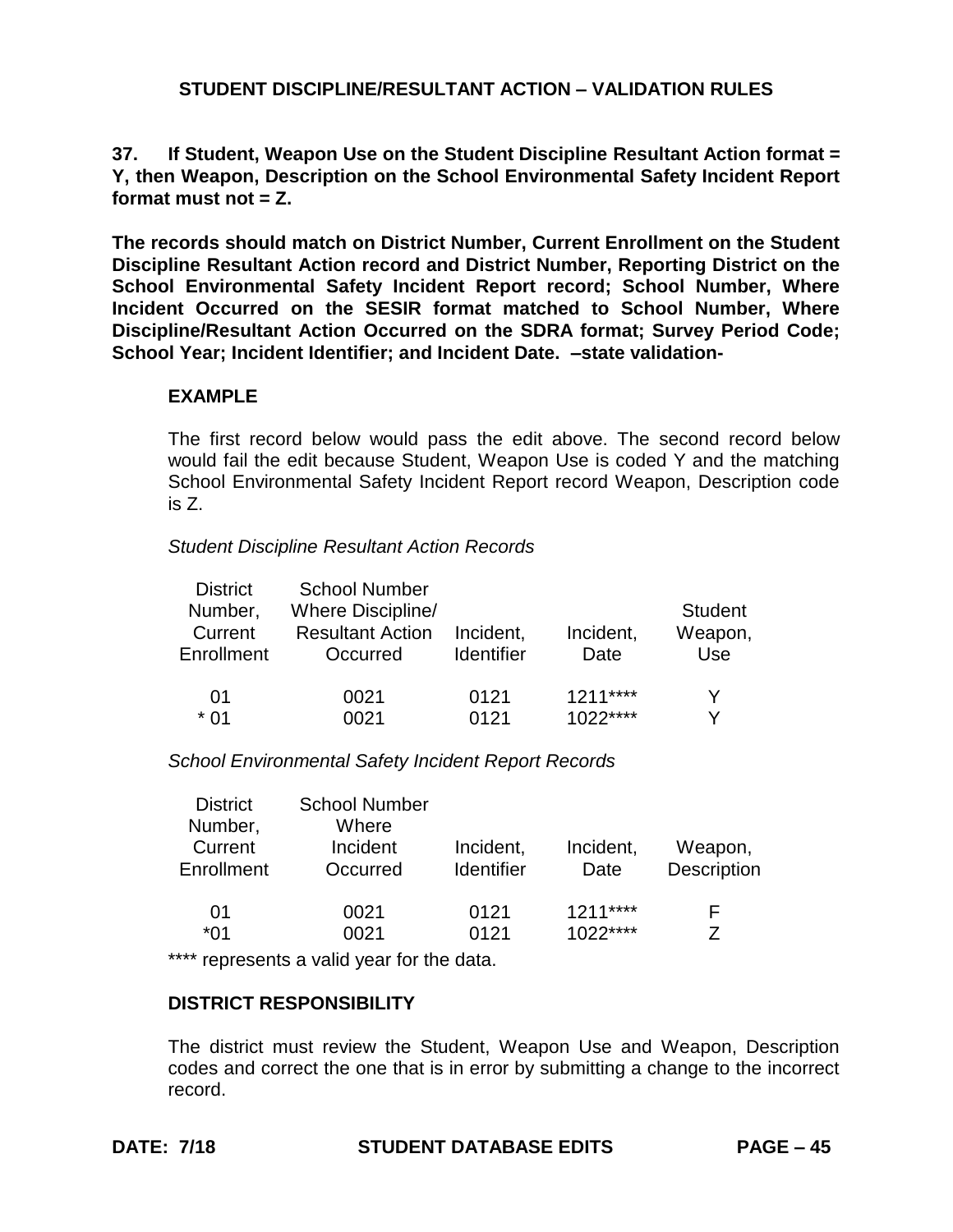## STUDENT DISCIPLINE/RESULTANT ACTION – VALIDATION RULES

**37. If Student, Weapon Use on the Student Discipline Resultant Action format = Y, then Weapon, Description on the School Environmental Safety Incident Report format must not = Z.**

**The records should match on District Number, Current Enrollment on the Student Discipline Resultant Action record and District Number, Reporting District on the School Environmental Safety Incident Report record; School Number, Where Incident Occurred on the SESIR format matched to School Number, Where Discipline/Resultant Action Occurred on the SDRA format; Survey Period Code; School Year; Incident Identifier; and Incident Date. –state validation-**

### EXAMPLE

The first record below would pass the edit above. The second record below would fail the edit because Student, Weapon Use is coded Y and the matching School Environmental Safety Incident Report record Weapon, Description code is Z.

*Student Discipline Resultant Action Records*

| District Number, Current Enrollment | School Number Where Discipline/ Resultant Action Occurred | Incident, Identifier | Incident, Date | Student Weapon, Use |
|---|---|---|---|---|
| 01 | 0021 | 0121 | 1211**** | Y |
| * 01 | 0021 | 0121 | 1022**** | Y |

*School Environmental Safety Incident Report Records*

| District Number, Current Enrollment | School Number Where Incident Occurred | Incident, Identifier | Incident, Date | Weapon, Description |
|---|---|---|---|---|
| 01 | 0021 | 0121 | 1211**** | F |
| *01 | 0021 | 0121 | 1022**** | Z |

**** represents a valid year for the data.

### DISTRICT RESPONSIBILITY

The district must review the Student, Weapon Use and Weapon, Description codes and correct the one that is in error by submitting a change to the incorrect record.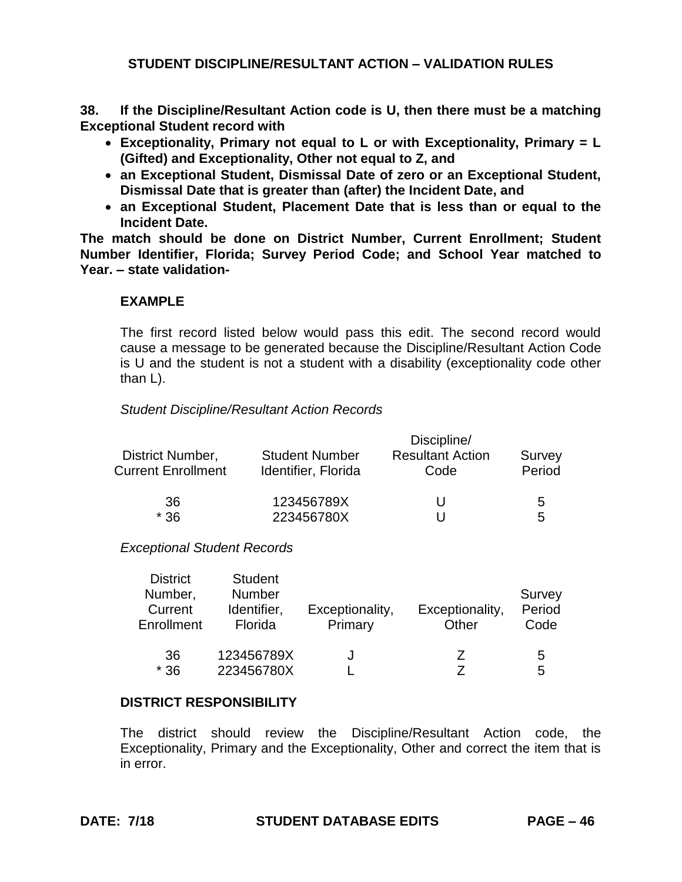## STUDENT DISCIPLINE/RESULTANT ACTION – VALIDATION RULES

**38. If the Discipline/Resultant Action code is U, then there must be a matching Exceptional Student record with**

- **Exceptionality, Primary not equal to L or with Exceptionality, Primary = L (Gifted) and Exceptionality, Other not equal to Z, and**
- **an Exceptional Student, Dismissal Date of zero or an Exceptional Student, Dismissal Date that is greater than (after) the Incident Date, and**
- **an Exceptional Student, Placement Date that is less than or equal to the Incident Date.**

**The match should be done on District Number, Current Enrollment; Student Number Identifier, Florida; Survey Period Code; and School Year matched to Year. – state validation-**

**EXAMPLE**

The first record listed below would pass this edit. The second record would cause a message to be generated because the Discipline/Resultant Action Code is U and the student is not a student with a disability (exceptionality code other than L).

*Student Discipline/Resultant Action Records*

| District Number, Current Enrollment | Student Number Identifier, Florida | Discipline/ Resultant Action Code | Survey Period |
|---|---|---|---|
| 36 | 123456789X | U | 5 |
| * 36 | 223456780X | U | 5 |

*Exceptional Student Records*

| District Number, Current Enrollment | Student Number Identifier, Florida | Exceptionality, Primary | Exceptionality, Other | Survey Period Code |
|---|---|---|---|---|
| 36 | 123456789X | J | Z | 5 |
| * 36 | 223456780X | L | Z | 5 |

**DISTRICT RESPONSIBILITY**

The district should review the Discipline/Resultant Action code, the Exceptionality, Primary and the Exceptionality, Other and correct the item that is in error.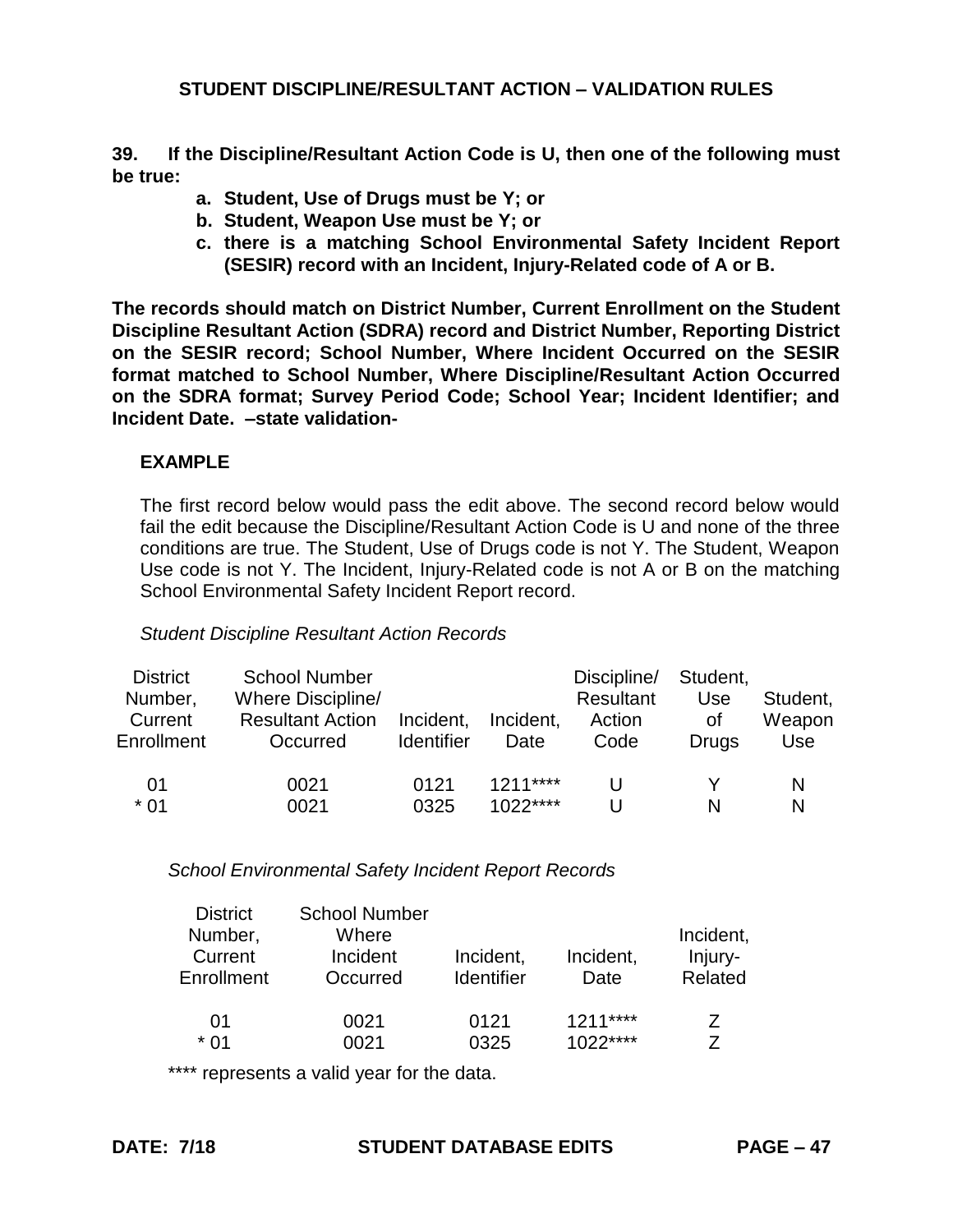## STUDENT DISCIPLINE/RESULTANT ACTION – VALIDATION RULES

**39. If the Discipline/Resultant Action Code is U, then one of the following must be true:**

- **a. Student, Use of Drugs must be Y; or**
- **b. Student, Weapon Use must be Y; or**
- **c. there is a matching School Environmental Safety Incident Report (SESIR) record with an Incident, Injury-Related code of A or B.**

**The records should match on District Number, Current Enrollment on the Student Discipline Resultant Action (SDRA) record and District Number, Reporting District on the SESIR record; School Number, Where Incident Occurred on the SESIR format matched to School Number, Where Discipline/Resultant Action Occurred on the SDRA format; Survey Period Code; School Year; Incident Identifier; and Incident Date. –state validation-**

**EXAMPLE**

The first record below would pass the edit above. The second record below would fail the edit because the Discipline/Resultant Action Code is U and none of the three conditions are true. The Student, Use of Drugs code is not Y. The Student, Weapon Use code is not Y. The Incident, Injury-Related code is not A or B on the matching School Environmental Safety Incident Report record.

*Student Discipline Resultant Action Records*

| District Number, Current Enrollment | School Number Where Discipline/ Resultant Action Occurred | Incident, Identifier | Incident, Date | Discipline/ Resultant Action Code | Student, Use of Drugs | Student, Weapon Use |
|---|---|---|---|---|---|---|
| 01 | 0021 | 0121 | 1211**** | U | Y | N |
| * 01 | 0021 | 0325 | 1022**** | U | N | N |

*School Environmental Safety Incident Report Records*

| District Number, Current Enrollment | School Number Where Incident Occurred | Incident, Identifier | Incident, Date | Incident, Injury-Related |
|---|---|---|---|---|
| 01 | 0021 | 0121 | 1211**** | Z |
| * 01 | 0021 | 0325 | 1022**** | Z |

**** represents a valid year for the data.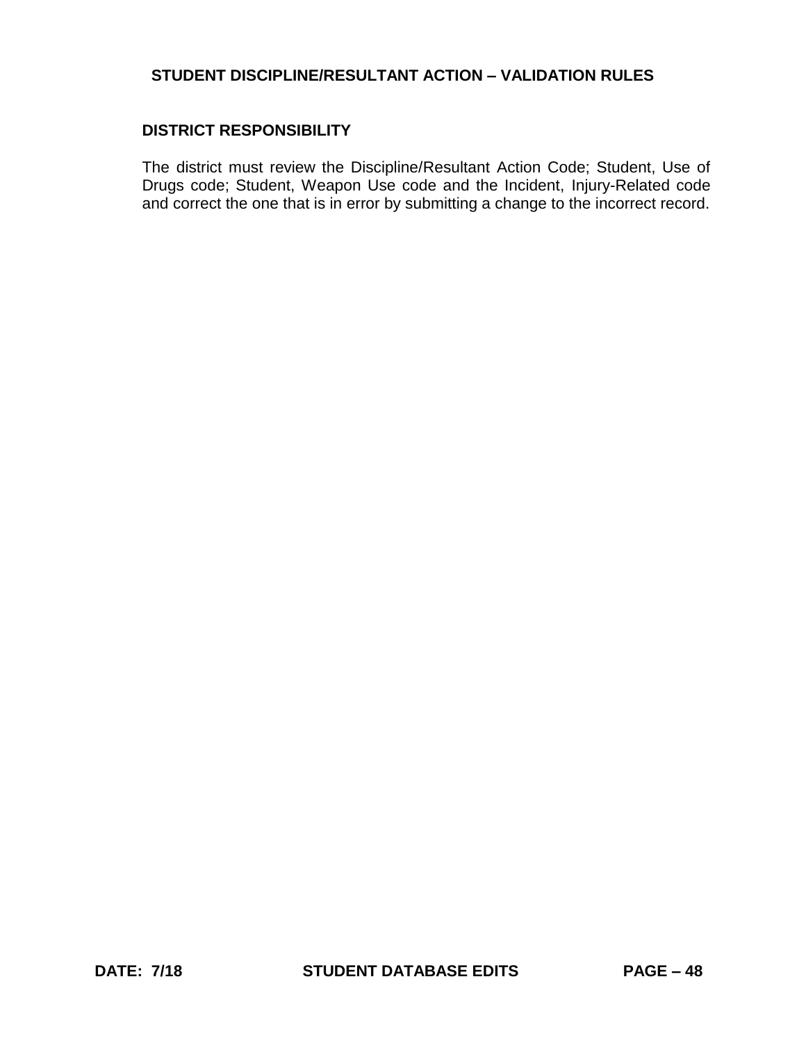## DISTRICT RESPONSIBILITY

The district must review the Discipline/Resultant Action Code; Student, Use of Drugs code; Student, Weapon Use code and the Incident, Injury-Related code and correct the one that is in error by submitting a change to the incorrect record.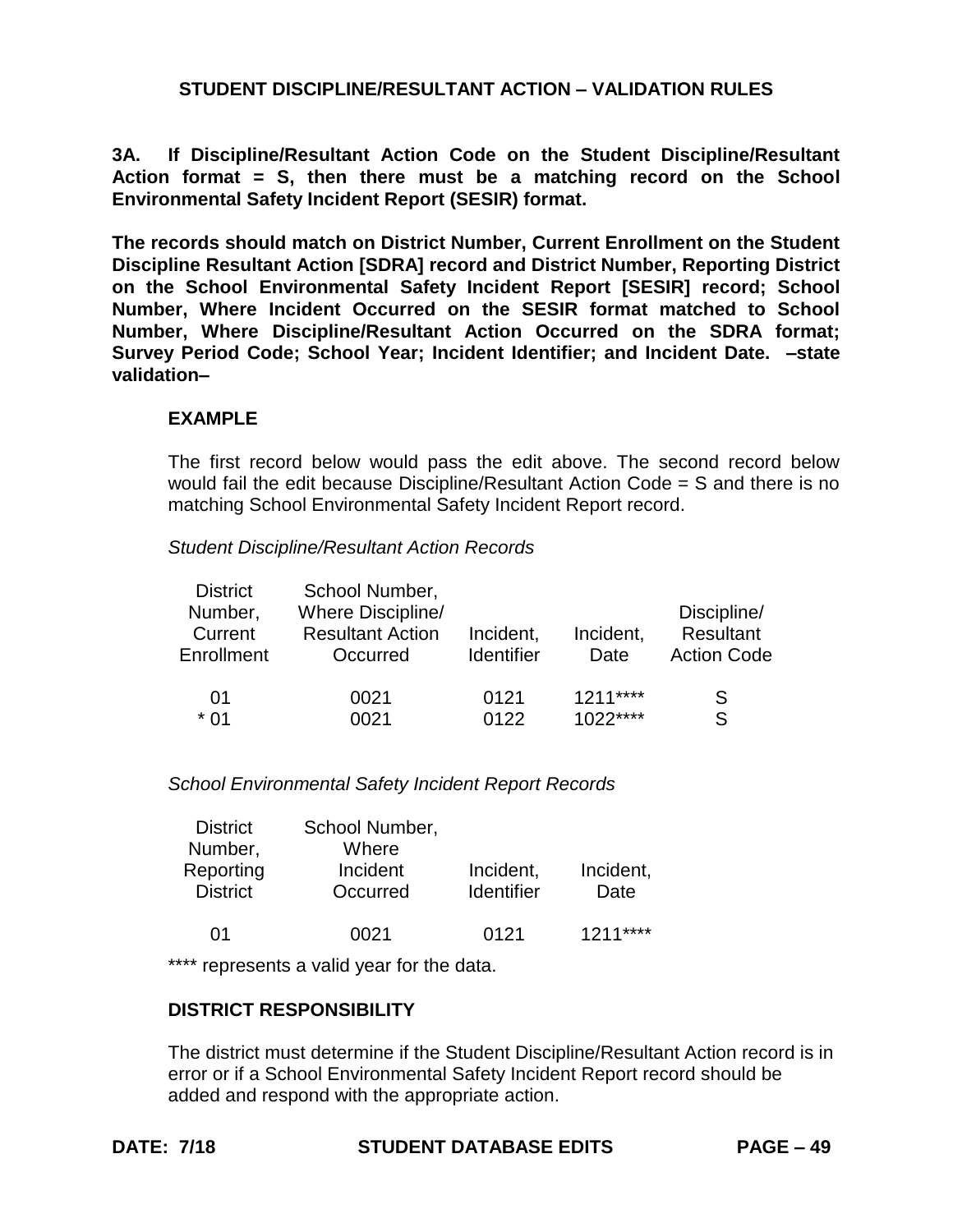## STUDENT DISCIPLINE/RESULTANT ACTION – VALIDATION RULES

**3A. If Discipline/Resultant Action Code on the Student Discipline/Resultant Action format = S, then there must be a matching record on the School Environmental Safety Incident Report (SESIR) format.**

**The records should match on District Number, Current Enrollment on the Student Discipline Resultant Action [SDRA] record and District Number, Reporting District on the School Environmental Safety Incident Report [SESIR] record; School Number, Where Incident Occurred on the SESIR format matched to School Number, Where Discipline/Resultant Action Occurred on the SDRA format; Survey Period Code; School Year; Incident Identifier; and Incident Date. –state validation–**

### EXAMPLE

The first record below would pass the edit above. The second record below would fail the edit because Discipline/Resultant Action Code = S and there is no matching School Environmental Safety Incident Report record.

*Student Discipline/Resultant Action Records*

| District Number, Current Enrollment | School Number, Where Discipline/ Resultant Action Occurred | Incident, Identifier | Incident, Date | Discipline/ Resultant Action Code |
|---|---|---|---|---|
| 01 | 0021 | 0121 | 1211**** | S |
| * 01 | 0021 | 0122 | 1022**** | S |

*School Environmental Safety Incident Report Records*

| District Number, Reporting District | School Number, Where Incident Occurred | Incident, Identifier | Incident, Date |
|---|---|---|---|
| 01 | 0021 | 0121 | 1211**** |

**** represents a valid year for the data.

### DISTRICT RESPONSIBILITY

The district must determine if the Student Discipline/Resultant Action record is in error or if a School Environmental Safety Incident Report record should be added and respond with the appropriate action.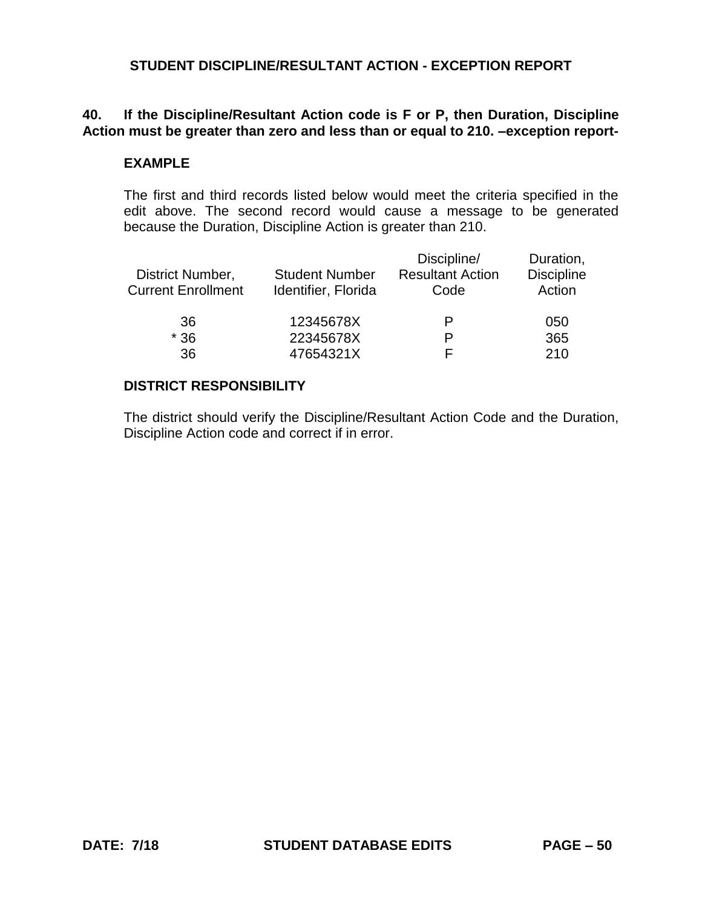## STUDENT DISCIPLINE/RESULTANT ACTION - EXCEPTION REPORT

**40. If the Discipline/Resultant Action code is F or P, then Duration, Discipline Action must be greater than zero and less than or equal to 210. –exception report-**

**EXAMPLE**

The first and third records listed below would meet the criteria specified in the edit above. The second record would cause a message to be generated because the Duration, Discipline Action is greater than 210.

| District Number, Current Enrollment | Student Number Identifier, Florida | Discipline/ Resultant Action Code | Duration, Discipline Action |
|---|---|---|---|
| 36 | 12345678X | P | 050 |
| * 36 | 22345678X | P | 365 |
| 36 | 47654321X | F | 210 |

**DISTRICT RESPONSIBILITY**

The district should verify the Discipline/Resultant Action Code and the Duration, Discipline Action code and correct if in error.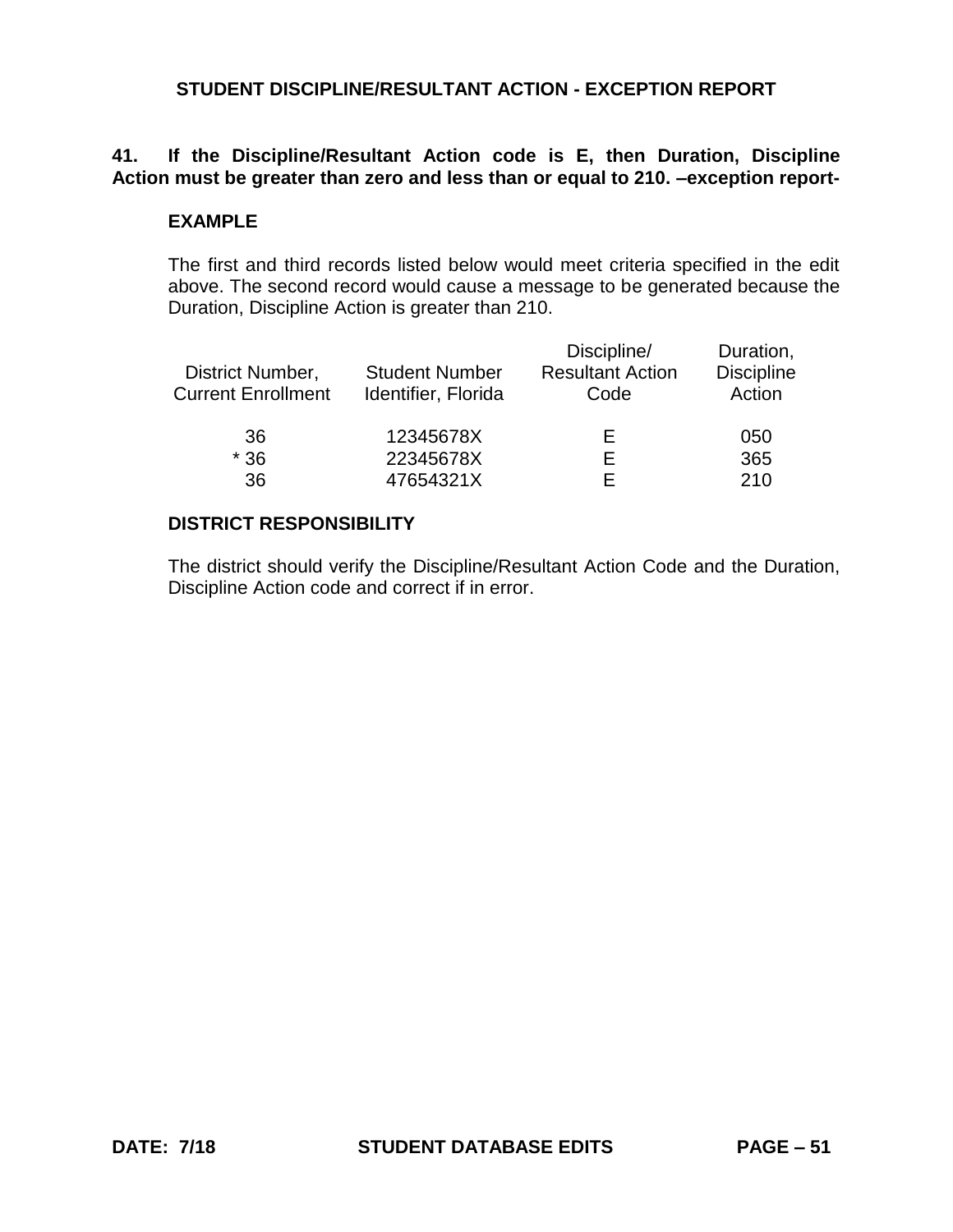## STUDENT DISCIPLINE/RESULTANT ACTION - EXCEPTION REPORT

**41. If the Discipline/Resultant Action code is E, then Duration, Discipline Action must be greater than zero and less than or equal to 210. –exception report-**

**EXAMPLE**

The first and third records listed below would meet criteria specified in the edit above. The second record would cause a message to be generated because the Duration, Discipline Action is greater than 210.

| District Number, Current Enrollment | Student Number Identifier, Florida | Discipline/ Resultant Action Code | Duration, Discipline Action |
|---|---|---|---|
| 36 | 12345678X | E | 050 |
| * 36 | 22345678X | E | 365 |
| 36 | 47654321X | E | 210 |

**DISTRICT RESPONSIBILITY**

The district should verify the Discipline/Resultant Action Code and the Duration, Discipline Action code and correct if in error.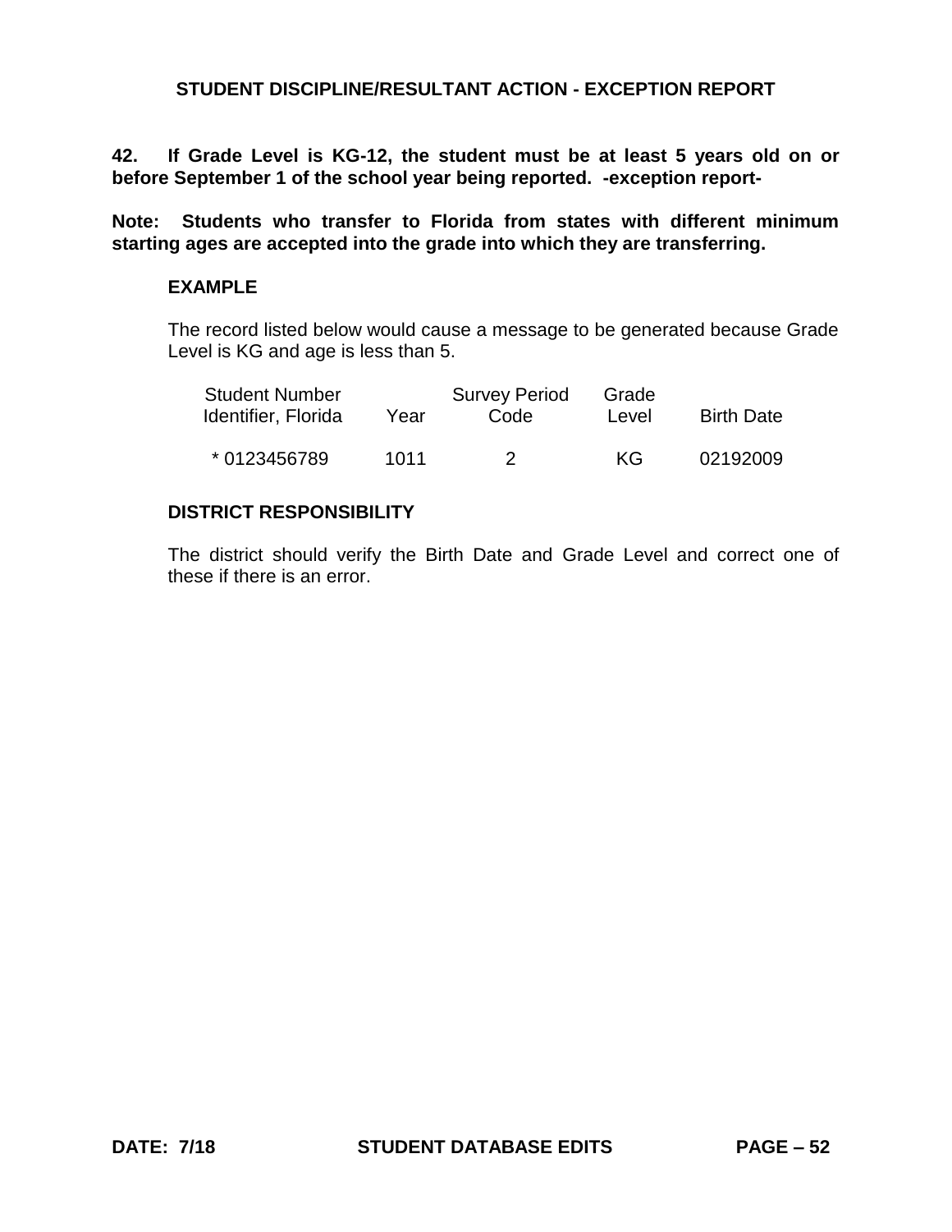## STUDENT DISCIPLINE/RESULTANT ACTION - EXCEPTION REPORT

**42. If Grade Level is KG-12, the student must be at least 5 years old on or before September 1 of the school year being reported. -exception report-**

**Note: Students who transfer to Florida from states with different minimum starting ages are accepted into the grade into which they are transferring.**

### EXAMPLE

The record listed below would cause a message to be generated because Grade Level is KG and age is less than 5.

| Student Number Identifier, Florida | Year | Survey Period Code | Grade Level | Birth Date |
|---|---|---|---|---|
| * 0123456789 | 1011 | 2 | KG | 02192009 |

### DISTRICT RESPONSIBILITY

The district should verify the Birth Date and Grade Level and correct one of these if there is an error.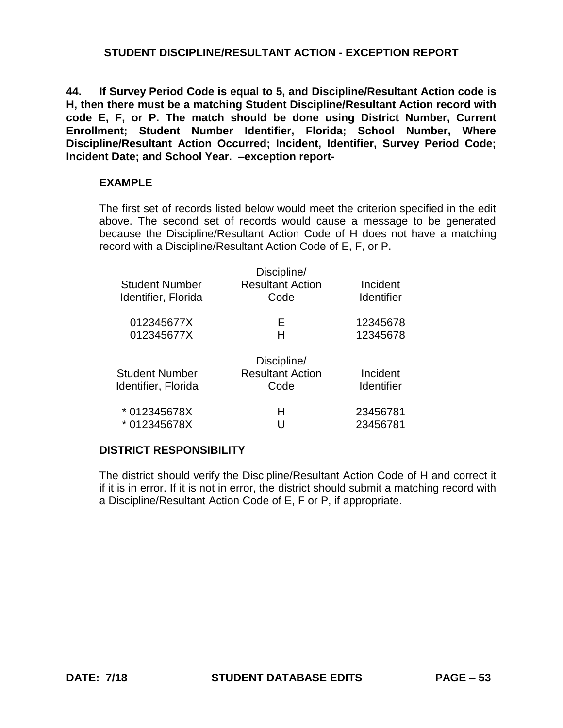## STUDENT DISCIPLINE/RESULTANT ACTION - EXCEPTION REPORT

**44. If Survey Period Code is equal to 5, and Discipline/Resultant Action code is H, then there must be a matching Student Discipline/Resultant Action record with code E, F, or P. The match should be done using District Number, Current Enrollment; Student Number Identifier, Florida; School Number, Where Discipline/Resultant Action Occurred; Incident, Identifier, Survey Period Code; Incident Date; and School Year. –exception report-**

### EXAMPLE

The first set of records listed below would meet the criterion specified in the edit above. The second set of records would cause a message to be generated because the Discipline/Resultant Action Code of H does not have a matching record with a Discipline/Resultant Action Code of E, F, or P.

| Student Number Identifier, Florida | Discipline/ Resultant Action Code | Incident Identifier |
|---|---|---|
| 012345677X | E | 12345678 |
| 012345677X | H | 12345678 |

| Student Number Identifier, Florida | Discipline/ Resultant Action Code | Incident Identifier |
|---|---|---|
| * 012345678X | H | 23456781 |
| * 012345678X | U | 23456781 |

### DISTRICT RESPONSIBILITY

The district should verify the Discipline/Resultant Action Code of H and correct it if it is in error. If it is not in error, the district should submit a matching record with a Discipline/Resultant Action Code of E, F or P, if appropriate.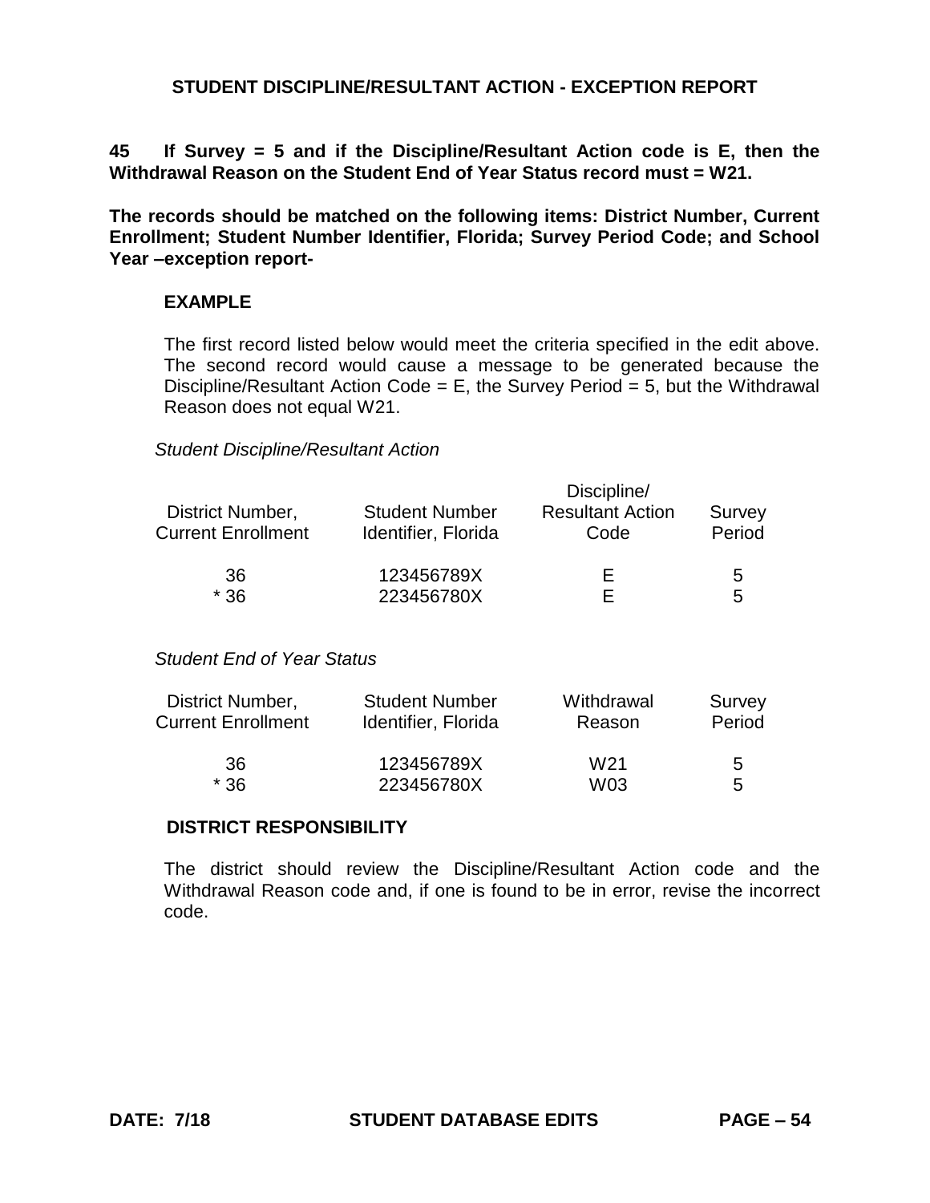## STUDENT DISCIPLINE/RESULTANT ACTION - EXCEPTION REPORT

**45 If Survey = 5 and if the Discipline/Resultant Action code is E, then the Withdrawal Reason on the Student End of Year Status record must = W21.**

**The records should be matched on the following items: District Number, Current Enrollment; Student Number Identifier, Florida; Survey Period Code; and School Year –exception report-**

### EXAMPLE

The first record listed below would meet the criteria specified in the edit above. The second record would cause a message to be generated because the Discipline/Resultant Action Code = E, the Survey Period = 5, but the Withdrawal Reason does not equal W21.

*Student Discipline/Resultant Action*

| District Number, Current Enrollment | Student Number Identifier, Florida | Discipline/ Resultant Action Code | Survey Period |
|---|---|---|---|
| 36 | 123456789X | E | 5 |
| * 36 | 223456780X | E | 5 |

*Student End of Year Status*

| District Number, Current Enrollment | Student Number Identifier, Florida | Withdrawal Reason | Survey Period |
|---|---|---|---|
| 36 | 123456789X | W21 | 5 |
| * 36 | 223456780X | W03 | 5 |

### DISTRICT RESPONSIBILITY

The district should review the Discipline/Resultant Action code and the Withdrawal Reason code and, if one is found to be in error, revise the incorrect code.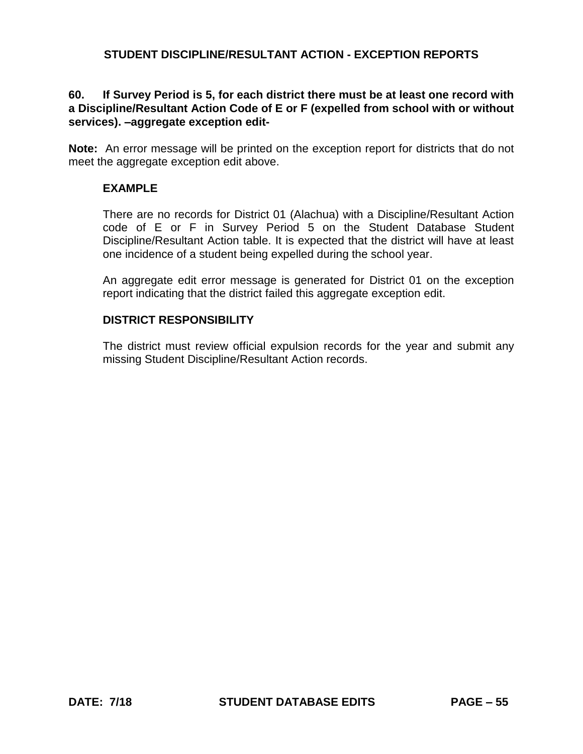## STUDENT DISCIPLINE/RESULTANT ACTION - EXCEPTION REPORTS

**60. If Survey Period is 5, for each district there must be at least one record with a Discipline/Resultant Action Code of E or F (expelled from school with or without services). –aggregate exception edit-**

**Note:** An error message will be printed on the exception report for districts that do not meet the aggregate exception edit above.

**EXAMPLE**

There are no records for District 01 (Alachua) with a Discipline/Resultant Action code of E or F in Survey Period 5 on the Student Database Student Discipline/Resultant Action table. It is expected that the district will have at least one incidence of a student being expelled during the school year.

An aggregate edit error message is generated for District 01 on the exception report indicating that the district failed this aggregate exception edit.

**DISTRICT RESPONSIBILITY**

The district must review official expulsion records for the year and submit any missing Student Discipline/Resultant Action records.